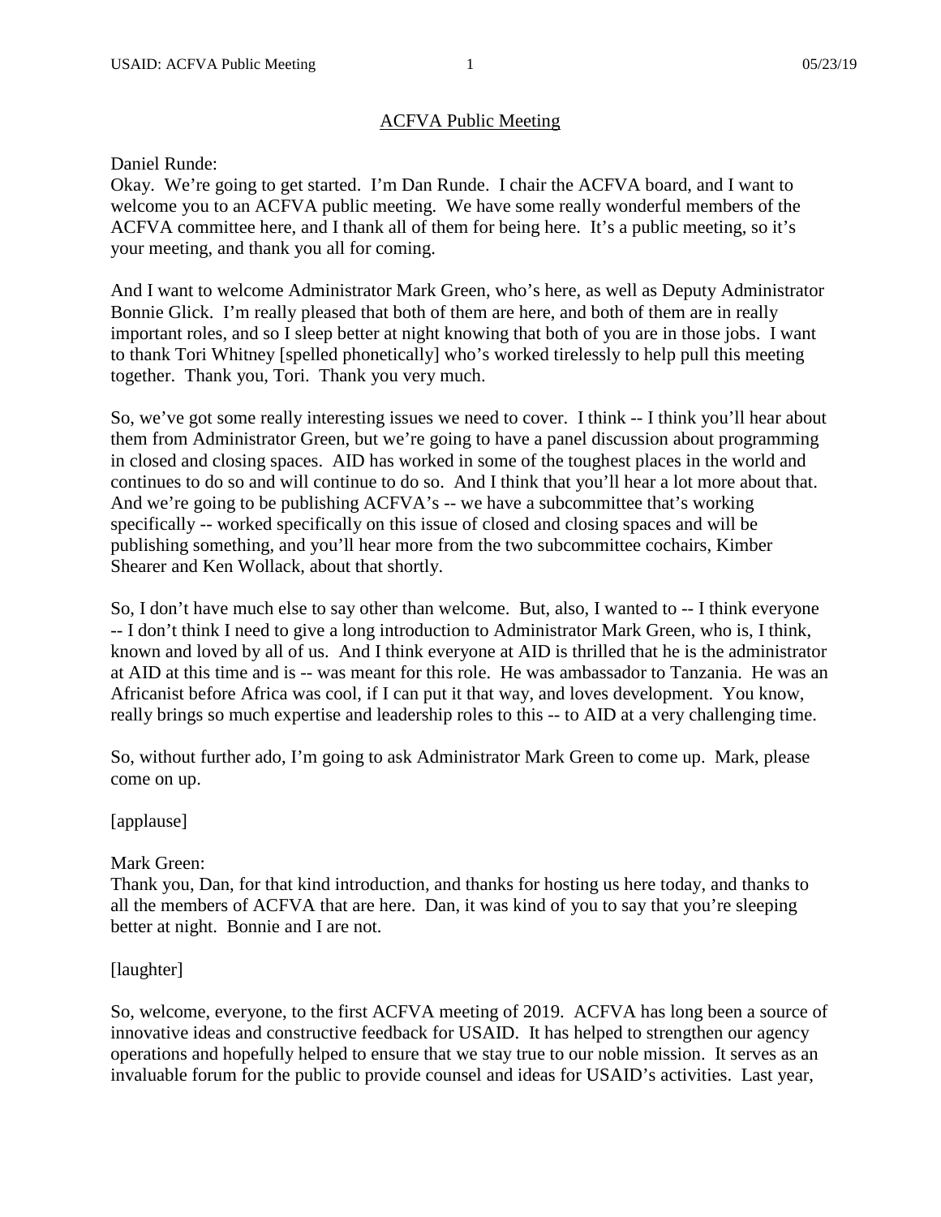ACFVA Public Meeting

Daniel Runde:
Okay. We're going to get started. I'm Dan Runde. I chair the ACFVA board, and I want to welcome you to an ACFVA public meeting. We have some really wonderful members of the ACFVA committee here, and I thank all of them for being here. It's a public meeting, so it's your meeting, and thank you all for coming.

And I want to welcome Administrator Mark Green, who's here, as well as Deputy Administrator Bonnie Glick. I'm really pleased that both of them are here, and both of them are in really important roles, and so I sleep better at night knowing that both of you are in those jobs. I want to thank Tori Whitney [spelled phonetically] who's worked tirelessly to help pull this meeting together. Thank you, Tori. Thank you very much.

So, we've got some really interesting issues we need to cover. I think -- I think you'll hear about them from Administrator Green, but we're going to have a panel discussion about programming in closed and closing spaces. AID has worked in some of the toughest places in the world and continues to do so and will continue to do so. And I think that you'll hear a lot more about that. And we're going to be publishing ACFVA's -- we have a subcommittee that's working specifically -- worked specifically on this issue of closed and closing spaces and will be publishing something, and you'll hear more from the two subcommittee cochairs, Kimber Shearer and Ken Wollack, about that shortly.

So, I don't have much else to say other than welcome. But, also, I wanted to -- I think everyone -- I don't think I need to give a long introduction to Administrator Mark Green, who is, I think, known and loved by all of us. And I think everyone at AID is thrilled that he is the administrator at AID at this time and is -- was meant for this role. He was ambassador to Tanzania. He was an Africanist before Africa was cool, if I can put it that way, and loves development. You know, really brings so much expertise and leadership roles to this -- to AID at a very challenging time.

So, without further ado, I'm going to ask Administrator Mark Green to come up. Mark, please come on up.

[applause]

Mark Green:
Thank you, Dan, for that kind introduction, and thanks for hosting us here today, and thanks to all the members of ACFVA that are here. Dan, it was kind of you to say that you're sleeping better at night. Bonnie and I are not.

[laughter]

So, welcome, everyone, to the first ACFVA meeting of 2019. ACFVA has long been a source of innovative ideas and constructive feedback for USAID. It has helped to strengthen our agency operations and hopefully helped to ensure that we stay true to our noble mission. It serves as an invaluable forum for the public to provide counsel and ideas for USAID's activities. Last year,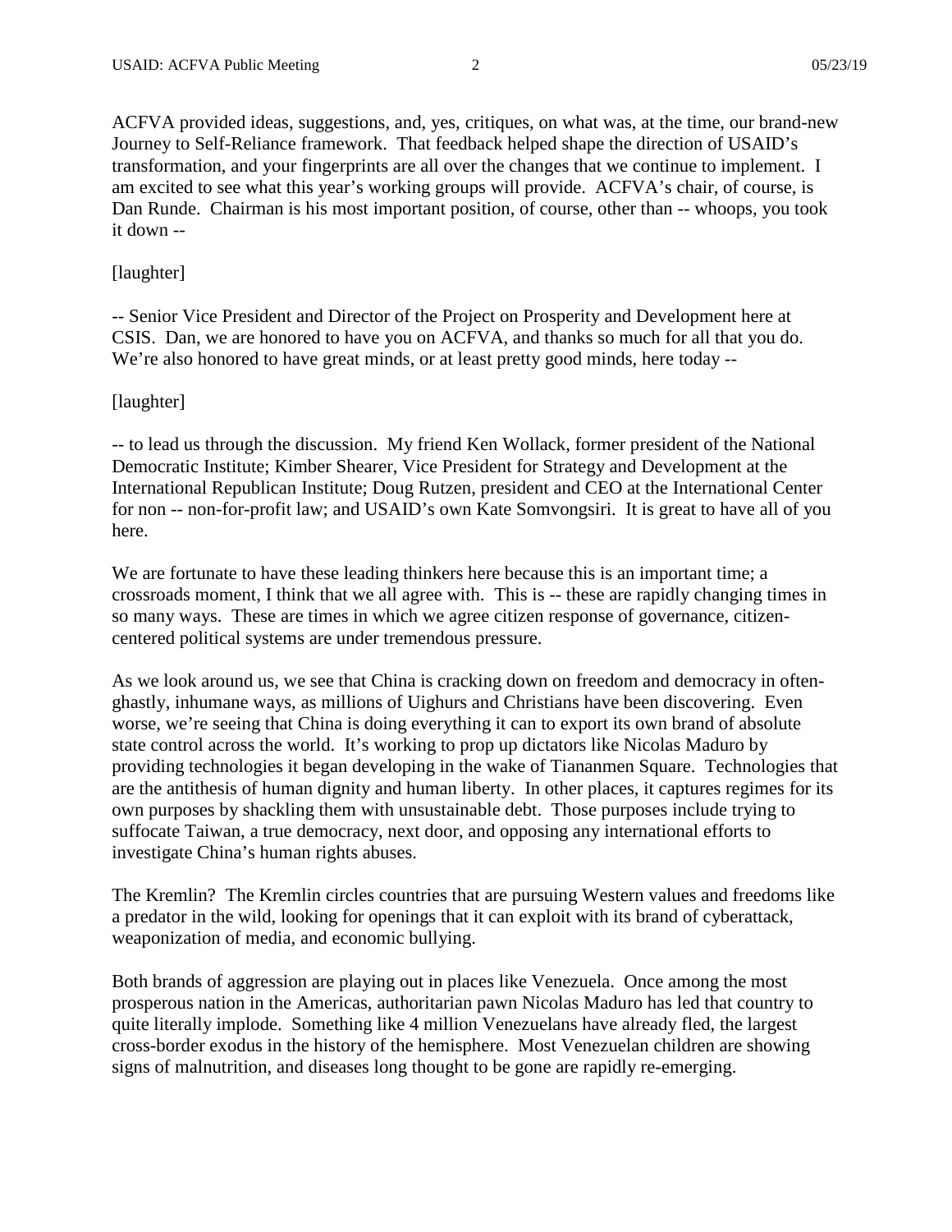ACFVA provided ideas, suggestions, and, yes, critiques, on what was, at the time, our brand-new Journey to Self-Reliance framework. That feedback helped shape the direction of USAID's transformation, and your fingerprints are all over the changes that we continue to implement. I am excited to see what this year's working groups will provide. ACFVA's chair, of course, is Dan Runde. Chairman is his most important position, of course, other than -- whoops, you took it down --

[laughter]

-- Senior Vice President and Director of the Project on Prosperity and Development here at CSIS. Dan, we are honored to have you on ACFVA, and thanks so much for all that you do. We're also honored to have great minds, or at least pretty good minds, here today --

[laughter]

-- to lead us through the discussion. My friend Ken Wollack, former president of the National Democratic Institute; Kimber Shearer, Vice President for Strategy and Development at the International Republican Institute; Doug Rutzen, president and CEO at the International Center for non -- non-for-profit law; and USAID's own Kate Somvongsiri. It is great to have all of you here.

We are fortunate to have these leading thinkers here because this is an important time; a crossroads moment, I think that we all agree with. This is -- these are rapidly changing times in so many ways. These are times in which we agree citizen response of governance, citizen-centered political systems are under tremendous pressure.

As we look around us, we see that China is cracking down on freedom and democracy in often-ghastly, inhumane ways, as millions of Uighurs and Christians have been discovering. Even worse, we're seeing that China is doing everything it can to export its own brand of absolute state control across the world. It's working to prop up dictators like Nicolas Maduro by providing technologies it began developing in the wake of Tiananmen Square. Technologies that are the antithesis of human dignity and human liberty. In other places, it captures regimes for its own purposes by shackling them with unsustainable debt. Those purposes include trying to suffocate Taiwan, a true democracy, next door, and opposing any international efforts to investigate China's human rights abuses.

The Kremlin? The Kremlin circles countries that are pursuing Western values and freedoms like a predator in the wild, looking for openings that it can exploit with its brand of cyberattack, weaponization of media, and economic bullying.

Both brands of aggression are playing out in places like Venezuela. Once among the most prosperous nation in the Americas, authoritarian pawn Nicolas Maduro has led that country to quite literally implode. Something like 4 million Venezuelans have already fled, the largest cross-border exodus in the history of the hemisphere. Most Venezuelan children are showing signs of malnutrition, and diseases long thought to be gone are rapidly re-emerging.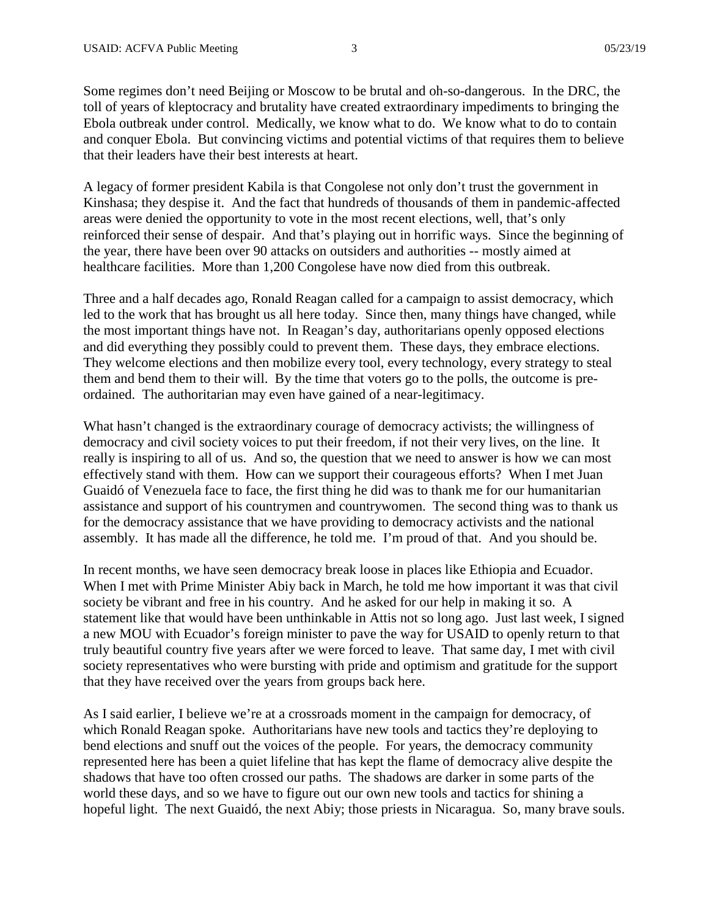Some regimes don't need Beijing or Moscow to be brutal and oh-so-dangerous. In the DRC, the toll of years of kleptocracy and brutality have created extraordinary impediments to bringing the Ebola outbreak under control. Medically, we know what to do. We know what to do to contain and conquer Ebola. But convincing victims and potential victims of that requires them to believe that their leaders have their best interests at heart.

A legacy of former president Kabila is that Congolese not only don't trust the government in Kinshasa; they despise it. And the fact that hundreds of thousands of them in pandemic-affected areas were denied the opportunity to vote in the most recent elections, well, that's only reinforced their sense of despair. And that's playing out in horrific ways. Since the beginning of the year, there have been over 90 attacks on outsiders and authorities -- mostly aimed at healthcare facilities. More than 1,200 Congolese have now died from this outbreak.

Three and a half decades ago, Ronald Reagan called for a campaign to assist democracy, which led to the work that has brought us all here today. Since then, many things have changed, while the most important things have not. In Reagan's day, authoritarians openly opposed elections and did everything they possibly could to prevent them. These days, they embrace elections. They welcome elections and then mobilize every tool, every technology, every strategy to steal them and bend them to their will. By the time that voters go to the polls, the outcome is pre-ordained. The authoritarian may even have gained of a near-legitimacy.

What hasn't changed is the extraordinary courage of democracy activists; the willingness of democracy and civil society voices to put their freedom, if not their very lives, on the line. It really is inspiring to all of us. And so, the question that we need to answer is how we can most effectively stand with them. How can we support their courageous efforts? When I met Juan Guaidó of Venezuela face to face, the first thing he did was to thank me for our humanitarian assistance and support of his countrymen and countrywomen. The second thing was to thank us for the democracy assistance that we have providing to democracy activists and the national assembly. It has made all the difference, he told me. I'm proud of that. And you should be.

In recent months, we have seen democracy break loose in places like Ethiopia and Ecuador. When I met with Prime Minister Abiy back in March, he told me how important it was that civil society be vibrant and free in his country. And he asked for our help in making it so. A statement like that would have been unthinkable in Attis not so long ago. Just last week, I signed a new MOU with Ecuador's foreign minister to pave the way for USAID to openly return to that truly beautiful country five years after we were forced to leave. That same day, I met with civil society representatives who were bursting with pride and optimism and gratitude for the support that they have received over the years from groups back here.

As I said earlier, I believe we're at a crossroads moment in the campaign for democracy, of which Ronald Reagan spoke. Authoritarians have new tools and tactics they're deploying to bend elections and snuff out the voices of the people. For years, the democracy community represented here has been a quiet lifeline that has kept the flame of democracy alive despite the shadows that have too often crossed our paths. The shadows are darker in some parts of the world these days, and so we have to figure out our own new tools and tactics for shining a hopeful light. The next Guaidó, the next Abiy; those priests in Nicaragua. So, many brave souls.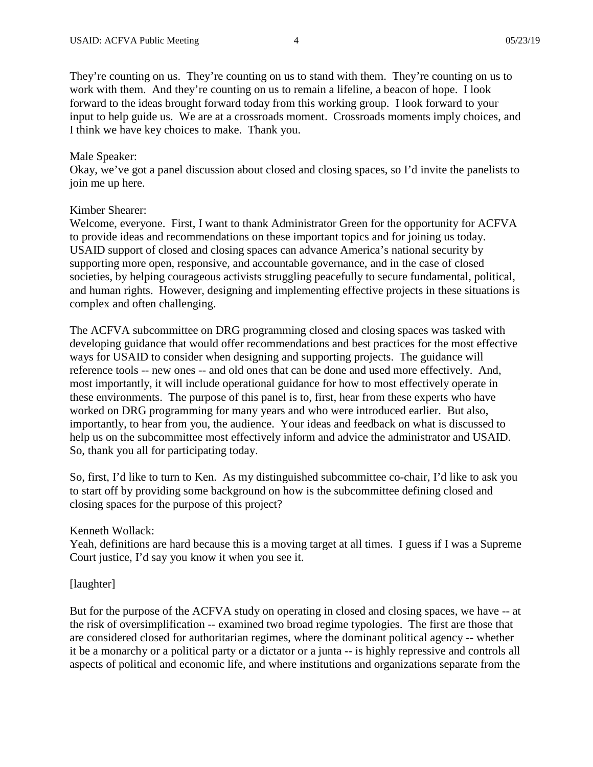They're counting on us. They're counting on us to stand with them. They're counting on us to work with them. And they're counting on us to remain a lifeline, a beacon of hope. I look forward to the ideas brought forward today from this working group. I look forward to your input to help guide us. We are at a crossroads moment. Crossroads moments imply choices, and I think we have key choices to make. Thank you.

Male Speaker:
Okay, we've got a panel discussion about closed and closing spaces, so I'd invite the panelists to join me up here.

Kimber Shearer:
Welcome, everyone. First, I want to thank Administrator Green for the opportunity for ACFVA to provide ideas and recommendations on these important topics and for joining us today. USAID support of closed and closing spaces can advance America's national security by supporting more open, responsive, and accountable governance, and in the case of closed societies, by helping courageous activists struggling peacefully to secure fundamental, political, and human rights. However, designing and implementing effective projects in these situations is complex and often challenging.

The ACFVA subcommittee on DRG programming closed and closing spaces was tasked with developing guidance that would offer recommendations and best practices for the most effective ways for USAID to consider when designing and supporting projects. The guidance will reference tools -- new ones -- and old ones that can be done and used more effectively. And, most importantly, it will include operational guidance for how to most effectively operate in these environments. The purpose of this panel is to, first, hear from these experts who have worked on DRG programming for many years and who were introduced earlier. But also, importantly, to hear from you, the audience. Your ideas and feedback on what is discussed to help us on the subcommittee most effectively inform and advice the administrator and USAID. So, thank you all for participating today.

So, first, I'd like to turn to Ken. As my distinguished subcommittee co-chair, I'd like to ask you to start off by providing some background on how is the subcommittee defining closed and closing spaces for the purpose of this project?

Kenneth Wollack:
Yeah, definitions are hard because this is a moving target at all times. I guess if I was a Supreme Court justice, I'd say you know it when you see it.

[laughter]

But for the purpose of the ACFVA study on operating in closed and closing spaces, we have -- at the risk of oversimplification -- examined two broad regime typologies. The first are those that are considered closed for authoritarian regimes, where the dominant political agency -- whether it be a monarchy or a political party or a dictator or a junta -- is highly repressive and controls all aspects of political and economic life, and where institutions and organizations separate from the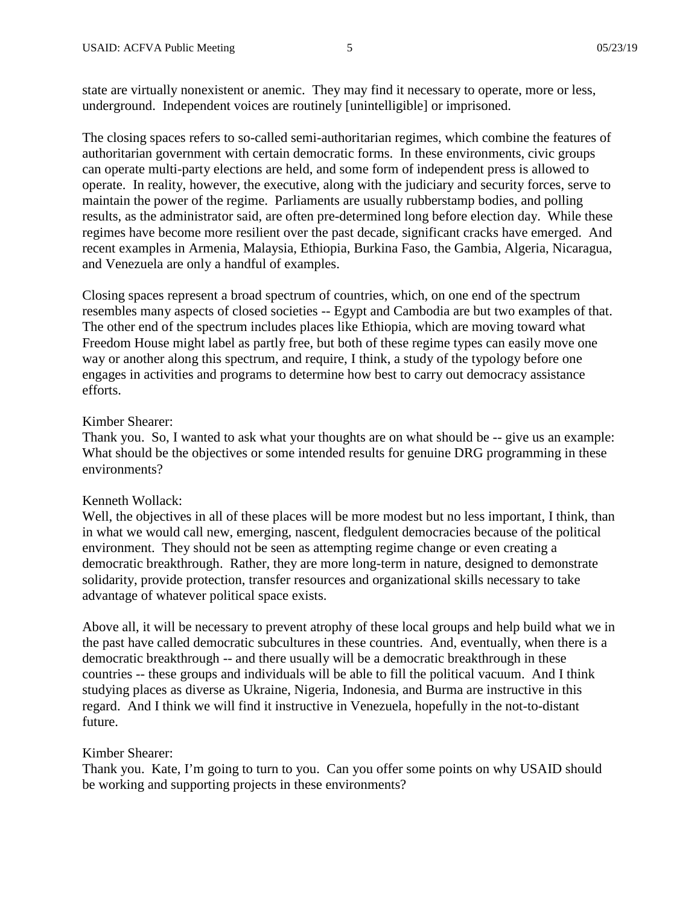state are virtually nonexistent or anemic. They may find it necessary to operate, more or less, underground. Independent voices are routinely [unintelligible] or imprisoned.

The closing spaces refers to so-called semi-authoritarian regimes, which combine the features of authoritarian government with certain democratic forms. In these environments, civic groups can operate multi-party elections are held, and some form of independent press is allowed to operate. In reality, however, the executive, along with the judiciary and security forces, serve to maintain the power of the regime. Parliaments are usually rubberstamp bodies, and polling results, as the administrator said, are often pre-determined long before election day. While these regimes have become more resilient over the past decade, significant cracks have emerged. And recent examples in Armenia, Malaysia, Ethiopia, Burkina Faso, the Gambia, Algeria, Nicaragua, and Venezuela are only a handful of examples.

Closing spaces represent a broad spectrum of countries, which, on one end of the spectrum resembles many aspects of closed societies -- Egypt and Cambodia are but two examples of that. The other end of the spectrum includes places like Ethiopia, which are moving toward what Freedom House might label as partly free, but both of these regime types can easily move one way or another along this spectrum, and require, I think, a study of the typology before one engages in activities and programs to determine how best to carry out democracy assistance efforts.

Kimber Shearer:
Thank you. So, I wanted to ask what your thoughts are on what should be -- give us an example: What should be the objectives or some intended results for genuine DRG programming in these environments?

Kenneth Wollack:
Well, the objectives in all of these places will be more modest but no less important, I think, than in what we would call new, emerging, nascent, fledgulent democracies because of the political environment. They should not be seen as attempting regime change or even creating a democratic breakthrough. Rather, they are more long-term in nature, designed to demonstrate solidarity, provide protection, transfer resources and organizational skills necessary to take advantage of whatever political space exists.

Above all, it will be necessary to prevent atrophy of these local groups and help build what we in the past have called democratic subcultures in these countries. And, eventually, when there is a democratic breakthrough -- and there usually will be a democratic breakthrough in these countries -- these groups and individuals will be able to fill the political vacuum. And I think studying places as diverse as Ukraine, Nigeria, Indonesia, and Burma are instructive in this regard. And I think we will find it instructive in Venezuela, hopefully in the not-to-distant future.

Kimber Shearer:
Thank you. Kate, I'm going to turn to you. Can you offer some points on why USAID should be working and supporting projects in these environments?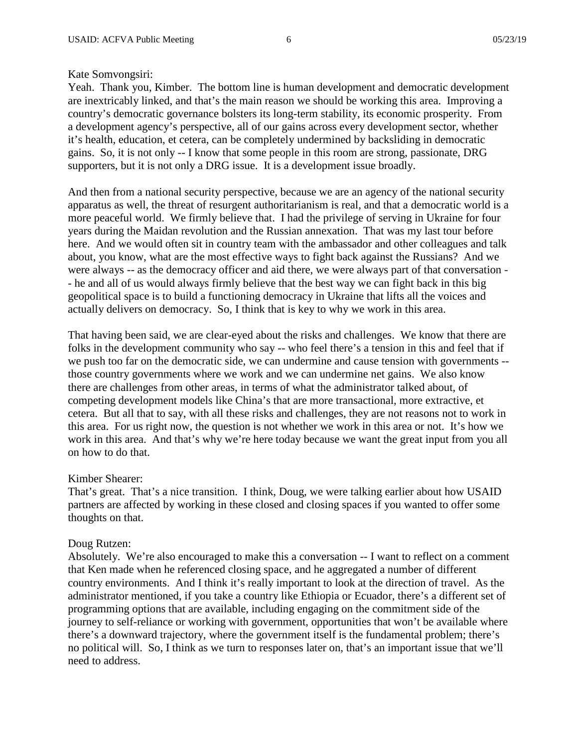Kate Somvongsiri:
Yeah. Thank you, Kimber. The bottom line is human development and democratic development are inextricably linked, and that's the main reason we should be working this area. Improving a country's democratic governance bolsters its long-term stability, its economic prosperity. From a development agency's perspective, all of our gains across every development sector, whether it's health, education, et cetera, can be completely undermined by backsliding in democratic gains. So, it is not only -- I know that some people in this room are strong, passionate, DRG supporters, but it is not only a DRG issue. It is a development issue broadly.

And then from a national security perspective, because we are an agency of the national security apparatus as well, the threat of resurgent authoritarianism is real, and that a democratic world is a more peaceful world. We firmly believe that. I had the privilege of serving in Ukraine for four years during the Maidan revolution and the Russian annexation. That was my last tour before here. And we would often sit in country team with the ambassador and other colleagues and talk about, you know, what are the most effective ways to fight back against the Russians? And we were always -- as the democracy officer and aid there, we were always part of that conversation -- he and all of us would always firmly believe that the best way we can fight back in this big geopolitical space is to build a functioning democracy in Ukraine that lifts all the voices and actually delivers on democracy. So, I think that is key to why we work in this area.

That having been said, we are clear-eyed about the risks and challenges. We know that there are folks in the development community who say -- who feel there's a tension in this and feel that if we push too far on the democratic side, we can undermine and cause tension with governments -- those country governments where we work and we can undermine net gains. We also know there are challenges from other areas, in terms of what the administrator talked about, of competing development models like China's that are more transactional, more extractive, et cetera. But all that to say, with all these risks and challenges, they are not reasons not to work in this area. For us right now, the question is not whether we work in this area or not. It's how we work in this area. And that's why we're here today because we want the great input from you all on how to do that.

Kimber Shearer:
That's great. That's a nice transition. I think, Doug, we were talking earlier about how USAID partners are affected by working in these closed and closing spaces if you wanted to offer some thoughts on that.

Doug Rutzen:
Absolutely. We're also encouraged to make this a conversation -- I want to reflect on a comment that Ken made when he referenced closing space, and he aggregated a number of different country environments. And I think it's really important to look at the direction of travel. As the administrator mentioned, if you take a country like Ethiopia or Ecuador, there's a different set of programming options that are available, including engaging on the commitment side of the journey to self-reliance or working with government, opportunities that won't be available where there's a downward trajectory, where the government itself is the fundamental problem; there's no political will. So, I think as we turn to responses later on, that's an important issue that we'll need to address.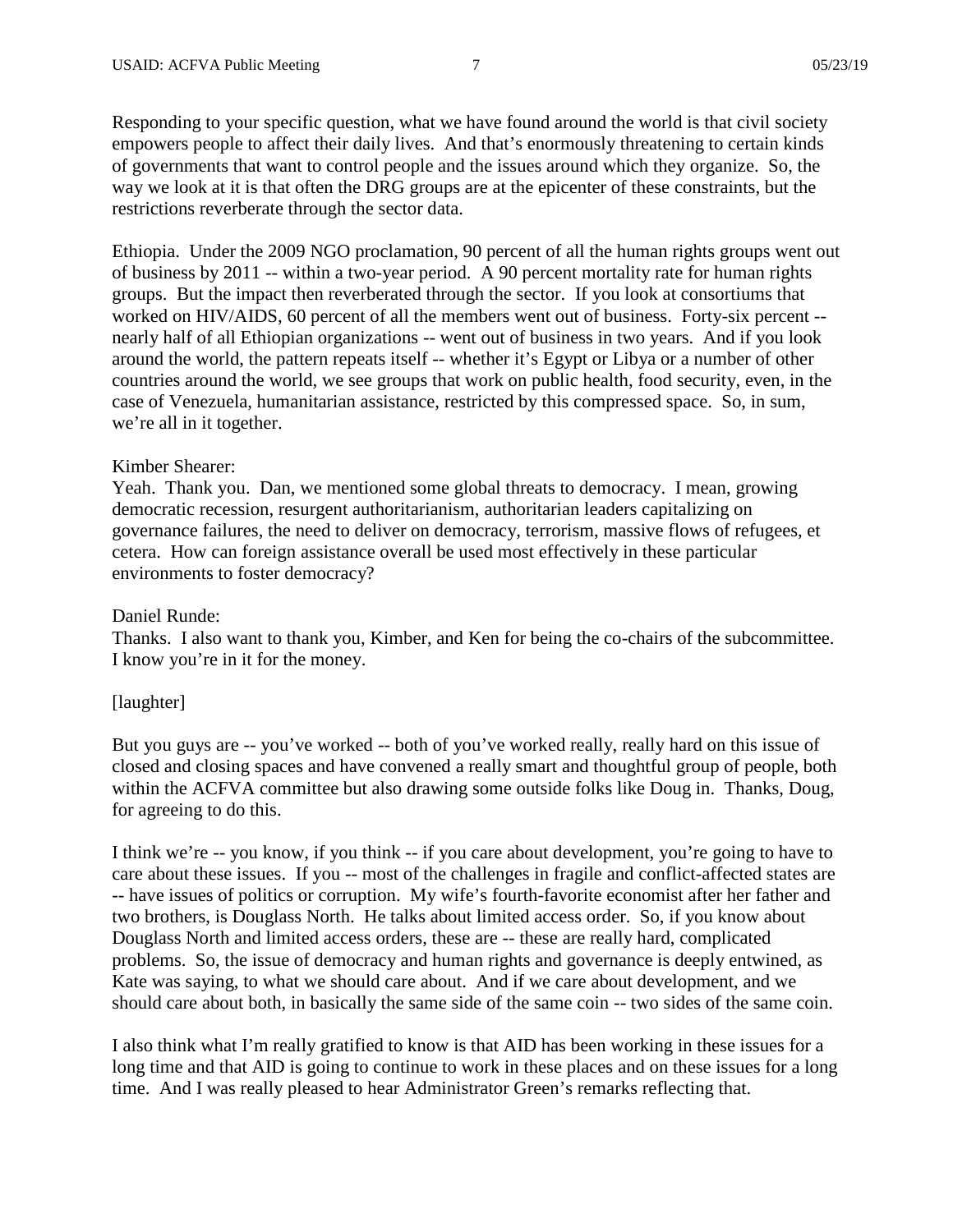Responding to your specific question, what we have found around the world is that civil society empowers people to affect their daily lives. And that's enormously threatening to certain kinds of governments that want to control people and the issues around which they organize. So, the way we look at it is that often the DRG groups are at the epicenter of these constraints, but the restrictions reverberate through the sector data.

Ethiopia. Under the 2009 NGO proclamation, 90 percent of all the human rights groups went out of business by 2011 -- within a two-year period. A 90 percent mortality rate for human rights groups. But the impact then reverberated through the sector. If you look at consortiums that worked on HIV/AIDS, 60 percent of all the members went out of business. Forty-six percent -- nearly half of all Ethiopian organizations -- went out of business in two years. And if you look around the world, the pattern repeats itself -- whether it's Egypt or Libya or a number of other countries around the world, we see groups that work on public health, food security, even, in the case of Venezuela, humanitarian assistance, restricted by this compressed space. So, in sum, we're all in it together.

Kimber Shearer:
Yeah. Thank you. Dan, we mentioned some global threats to democracy. I mean, growing democratic recession, resurgent authoritarianism, authoritarian leaders capitalizing on governance failures, the need to deliver on democracy, terrorism, massive flows of refugees, et cetera. How can foreign assistance overall be used most effectively in these particular environments to foster democracy?

Daniel Runde:
Thanks. I also want to thank you, Kimber, and Ken for being the co-chairs of the subcommittee. I know you're in it for the money.

[laughter]

But you guys are -- you've worked -- both of you've worked really, really hard on this issue of closed and closing spaces and have convened a really smart and thoughtful group of people, both within the ACFVA committee but also drawing some outside folks like Doug in. Thanks, Doug, for agreeing to do this.

I think we're -- you know, if you think -- if you care about development, you're going to have to care about these issues. If you -- most of the challenges in fragile and conflict-affected states are -- have issues of politics or corruption. My wife's fourth-favorite economist after her father and two brothers, is Douglass North. He talks about limited access order. So, if you know about Douglass North and limited access orders, these are -- these are really hard, complicated problems. So, the issue of democracy and human rights and governance is deeply entwined, as Kate was saying, to what we should care about. And if we care about development, and we should care about both, in basically the same side of the same coin -- two sides of the same coin.

I also think what I'm really gratified to know is that AID has been working in these issues for a long time and that AID is going to continue to work in these places and on these issues for a long time. And I was really pleased to hear Administrator Green's remarks reflecting that.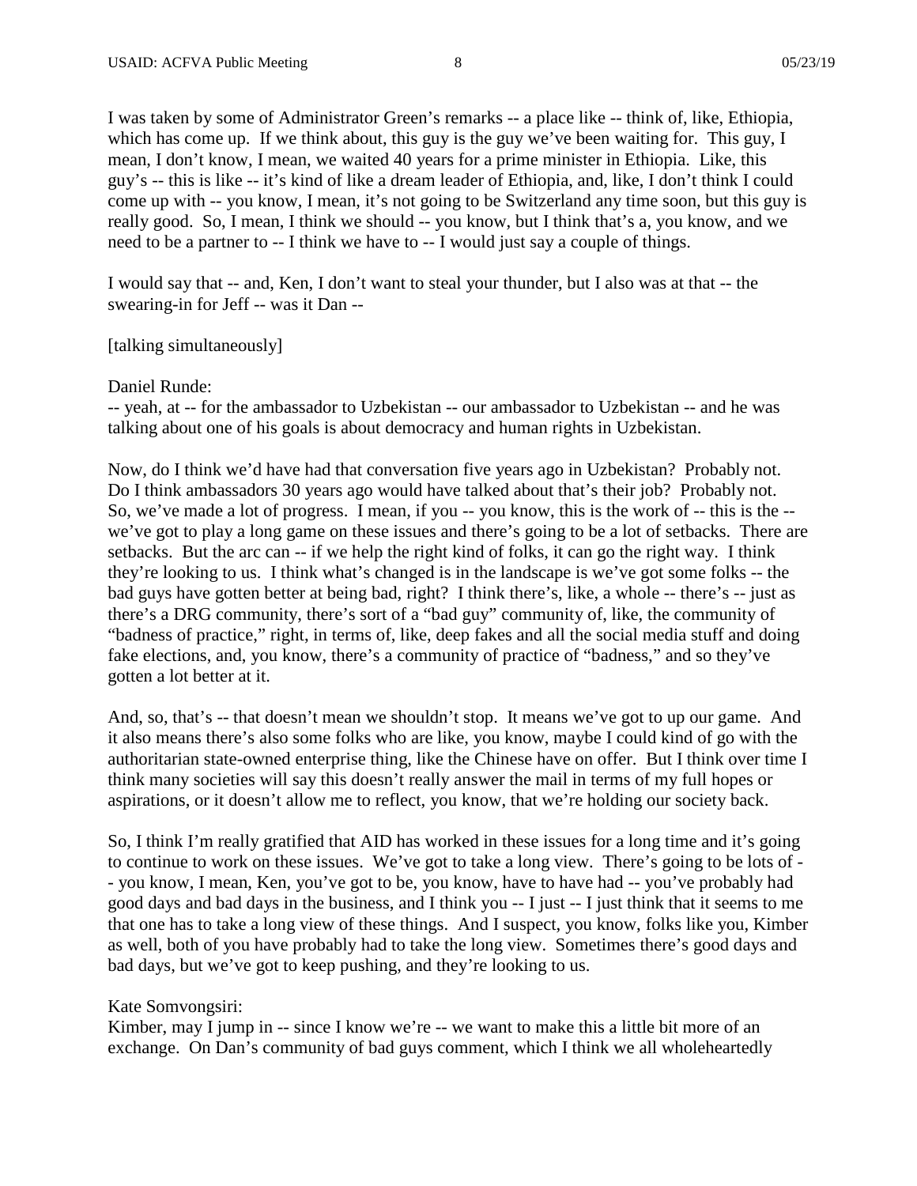I was taken by some of Administrator Green's remarks -- a place like -- think of, like, Ethiopia, which has come up. If we think about, this guy is the guy we've been waiting for. This guy, I mean, I don't know, I mean, we waited 40 years for a prime minister in Ethiopia. Like, this guy's -- this is like -- it's kind of like a dream leader of Ethiopia, and, like, I don't think I could come up with -- you know, I mean, it's not going to be Switzerland any time soon, but this guy is really good. So, I mean, I think we should -- you know, but I think that's a, you know, and we need to be a partner to -- I think we have to -- I would just say a couple of things.

I would say that -- and, Ken, I don't want to steal your thunder, but I also was at that -- the swearing-in for Jeff -- was it Dan --

[talking simultaneously]

Daniel Runde:
-- yeah, at -- for the ambassador to Uzbekistan -- our ambassador to Uzbekistan -- and he was talking about one of his goals is about democracy and human rights in Uzbekistan.

Now, do I think we'd have had that conversation five years ago in Uzbekistan? Probably not. Do I think ambassadors 30 years ago would have talked about that's their job? Probably not. So, we've made a lot of progress. I mean, if you -- you know, this is the work of -- this is the -- we've got to play a long game on these issues and there's going to be a lot of setbacks. There are setbacks. But the arc can -- if we help the right kind of folks, it can go the right way. I think they're looking to us. I think what's changed is in the landscape is we've got some folks -- the bad guys have gotten better at being bad, right? I think there's, like, a whole -- there's -- just as there's a DRG community, there's sort of a "bad guy" community of, like, the community of "badness of practice," right, in terms of, like, deep fakes and all the social media stuff and doing fake elections, and, you know, there's a community of practice of "badness," and so they've gotten a lot better at it.

And, so, that's -- that doesn't mean we shouldn't stop. It means we've got to up our game. And it also means there's also some folks who are like, you know, maybe I could kind of go with the authoritarian state-owned enterprise thing, like the Chinese have on offer. But I think over time I think many societies will say this doesn't really answer the mail in terms of my full hopes or aspirations, or it doesn't allow me to reflect, you know, that we're holding our society back.

So, I think I'm really gratified that AID has worked in these issues for a long time and it's going to continue to work on these issues. We've got to take a long view. There's going to be lots of -- you know, I mean, Ken, you've got to be, you know, have to have had -- you've probably had good days and bad days in the business, and I think you -- I just -- I just think that it seems to me that one has to take a long view of these things. And I suspect, you know, folks like you, Kimber as well, both of you have probably had to take the long view. Sometimes there's good days and bad days, but we've got to keep pushing, and they're looking to us.

Kate Somvongsiri:
Kimber, may I jump in -- since I know we're -- we want to make this a little bit more of an exchange. On Dan's community of bad guys comment, which I think we all wholeheartedly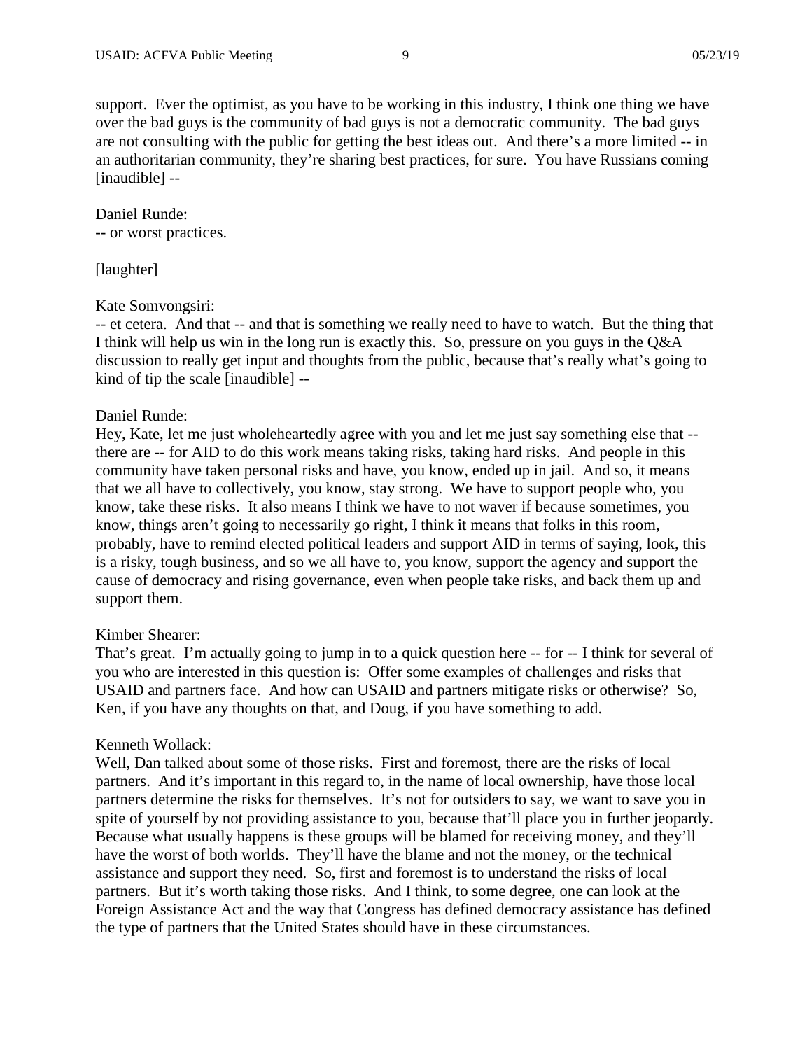support. Ever the optimist, as you have to be working in this industry, I think one thing we have over the bad guys is the community of bad guys is not a democratic community. The bad guys are not consulting with the public for getting the best ideas out. And there's a more limited -- in an authoritarian community, they're sharing best practices, for sure. You have Russians coming [inaudible] --

Daniel Runde:
-- or worst practices.

[laughter]

Kate Somvongsiri:
-- et cetera. And that -- and that is something we really need to have to watch. But the thing that I think will help us win in the long run is exactly this. So, pressure on you guys in the Q&A discussion to really get input and thoughts from the public, because that's really what's going to kind of tip the scale [inaudible] --

Daniel Runde:
Hey, Kate, let me just wholeheartedly agree with you and let me just say something else that -- there are -- for AID to do this work means taking risks, taking hard risks. And people in this community have taken personal risks and have, you know, ended up in jail. And so, it means that we all have to collectively, you know, stay strong. We have to support people who, you know, take these risks. It also means I think we have to not waver if because sometimes, you know, things aren't going to necessarily go right, I think it means that folks in this room, probably, have to remind elected political leaders and support AID in terms of saying, look, this is a risky, tough business, and so we all have to, you know, support the agency and support the cause of democracy and rising governance, even when people take risks, and back them up and support them.

Kimber Shearer:
That's great. I'm actually going to jump in to a quick question here -- for -- I think for several of you who are interested in this question is: Offer some examples of challenges and risks that USAID and partners face. And how can USAID and partners mitigate risks or otherwise? So, Ken, if you have any thoughts on that, and Doug, if you have something to add.

Kenneth Wollack:
Well, Dan talked about some of those risks. First and foremost, there are the risks of local partners. And it's important in this regard to, in the name of local ownership, have those local partners determine the risks for themselves. It's not for outsiders to say, we want to save you in spite of yourself by not providing assistance to you, because that'll place you in further jeopardy. Because what usually happens is these groups will be blamed for receiving money, and they'll have the worst of both worlds. They'll have the blame and not the money, or the technical assistance and support they need. So, first and foremost is to understand the risks of local partners. But it's worth taking those risks. And I think, to some degree, one can look at the Foreign Assistance Act and the way that Congress has defined democracy assistance has defined the type of partners that the United States should have in these circumstances.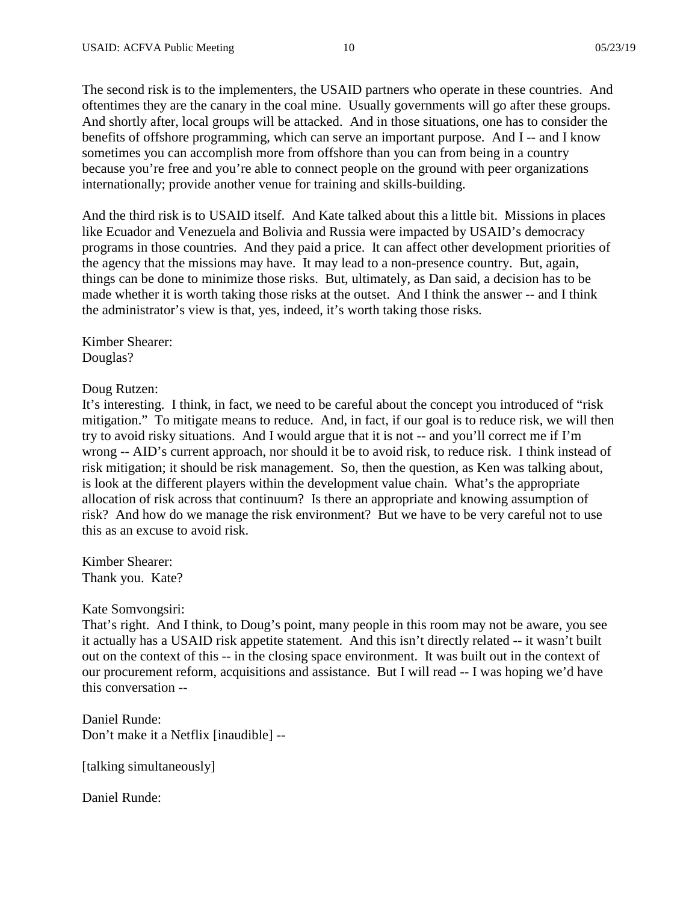The second risk is to the implementers, the USAID partners who operate in these countries. And oftentimes they are the canary in the coal mine. Usually governments will go after these groups. And shortly after, local groups will be attacked. And in those situations, one has to consider the benefits of offshore programming, which can serve an important purpose. And I -- and I know sometimes you can accomplish more from offshore than you can from being in a country because you're free and you're able to connect people on the ground with peer organizations internationally; provide another venue for training and skills-building.

And the third risk is to USAID itself. And Kate talked about this a little bit. Missions in places like Ecuador and Venezuela and Bolivia and Russia were impacted by USAID's democracy programs in those countries. And they paid a price. It can affect other development priorities of the agency that the missions may have. It may lead to a non-presence country. But, again, things can be done to minimize those risks. But, ultimately, as Dan said, a decision has to be made whether it is worth taking those risks at the outset. And I think the answer -- and I think the administrator's view is that, yes, indeed, it's worth taking those risks.

Kimber Shearer:
Douglas?

Doug Rutzen:
It's interesting. I think, in fact, we need to be careful about the concept you introduced of "risk mitigation." To mitigate means to reduce. And, in fact, if our goal is to reduce risk, we will then try to avoid risky situations. And I would argue that it is not -- and you'll correct me if I'm wrong -- AID's current approach, nor should it be to avoid risk, to reduce risk. I think instead of risk mitigation; it should be risk management. So, then the question, as Ken was talking about, is look at the different players within the development value chain. What's the appropriate allocation of risk across that continuum? Is there an appropriate and knowing assumption of risk? And how do we manage the risk environment? But we have to be very careful not to use this as an excuse to avoid risk.

Kimber Shearer:
Thank you. Kate?

Kate Somvongsiri:
That's right. And I think, to Doug's point, many people in this room may not be aware, you see it actually has a USAID risk appetite statement. And this isn't directly related -- it wasn't built out on the context of this -- in the closing space environment. It was built out in the context of our procurement reform, acquisitions and assistance. But I will read -- I was hoping we'd have this conversation --

Daniel Runde:
Don't make it a Netflix [inaudible] --

[talking simultaneously]

Daniel Runde: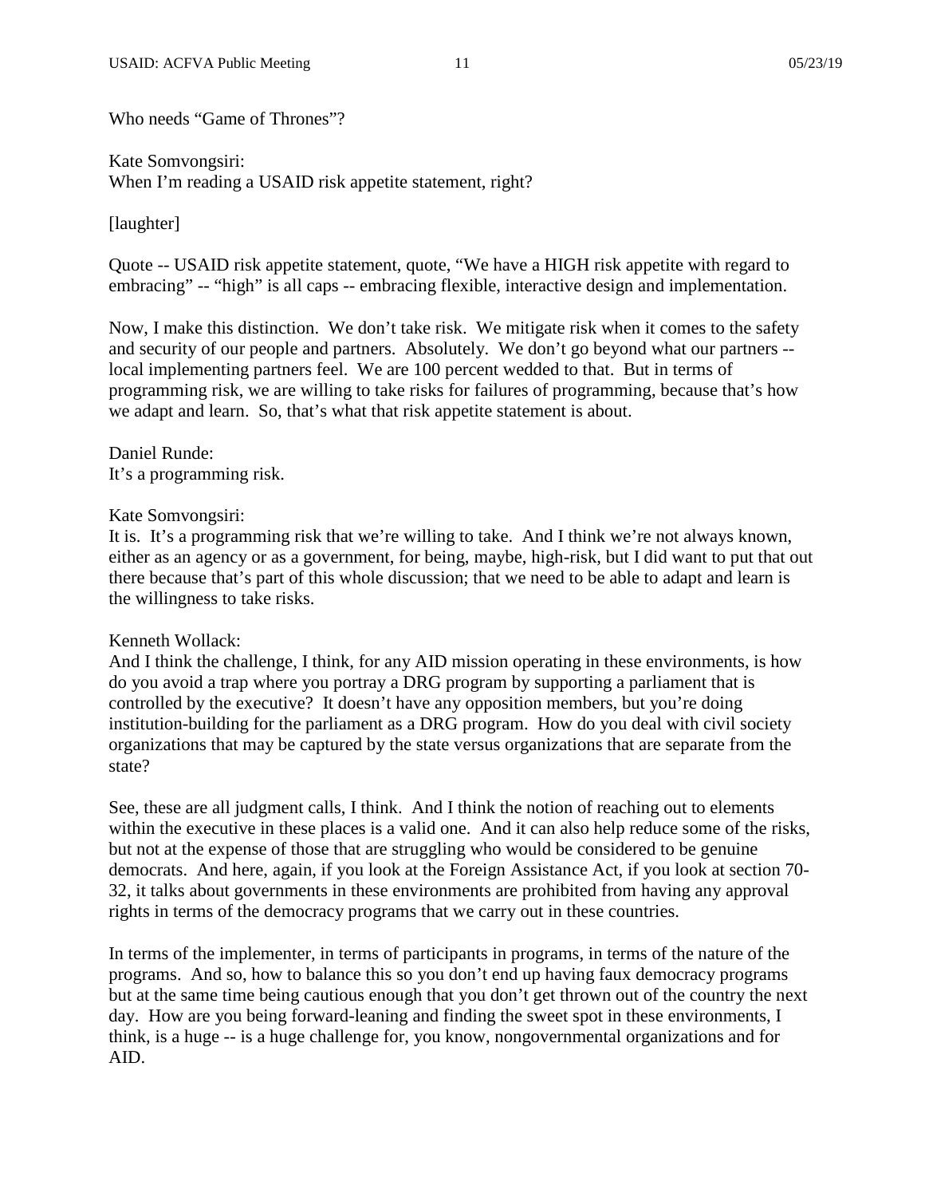Who needs "Game of Thrones"?

Kate Somvongsiri:
When I'm reading a USAID risk appetite statement, right?

[laughter]

Quote -- USAID risk appetite statement, quote, "We have a HIGH risk appetite with regard to embracing" -- "high" is all caps -- embracing flexible, interactive design and implementation.

Now, I make this distinction. We don't take risk. We mitigate risk when it comes to the safety and security of our people and partners. Absolutely. We don't go beyond what our partners -- local implementing partners feel. We are 100 percent wedded to that. But in terms of programming risk, we are willing to take risks for failures of programming, because that's how we adapt and learn. So, that's what that risk appetite statement is about.

Daniel Runde:
It's a programming risk.

Kate Somvongsiri:
It is. It's a programming risk that we're willing to take. And I think we're not always known, either as an agency or as a government, for being, maybe, high-risk, but I did want to put that out there because that's part of this whole discussion; that we need to be able to adapt and learn is the willingness to take risks.

Kenneth Wollack:
And I think the challenge, I think, for any AID mission operating in these environments, is how do you avoid a trap where you portray a DRG program by supporting a parliament that is controlled by the executive? It doesn't have any opposition members, but you're doing institution-building for the parliament as a DRG program. How do you deal with civil society organizations that may be captured by the state versus organizations that are separate from the state?

See, these are all judgment calls, I think. And I think the notion of reaching out to elements within the executive in these places is a valid one. And it can also help reduce some of the risks, but not at the expense of those that are struggling who would be considered to be genuine democrats. And here, again, if you look at the Foreign Assistance Act, if you look at section 70-32, it talks about governments in these environments are prohibited from having any approval rights in terms of the democracy programs that we carry out in these countries.

In terms of the implementer, in terms of participants in programs, in terms of the nature of the programs. And so, how to balance this so you don't end up having faux democracy programs but at the same time being cautious enough that you don't get thrown out of the country the next day. How are you being forward-leaning and finding the sweet spot in these environments, I think, is a huge -- is a huge challenge for, you know, nongovernmental organizations and for AID.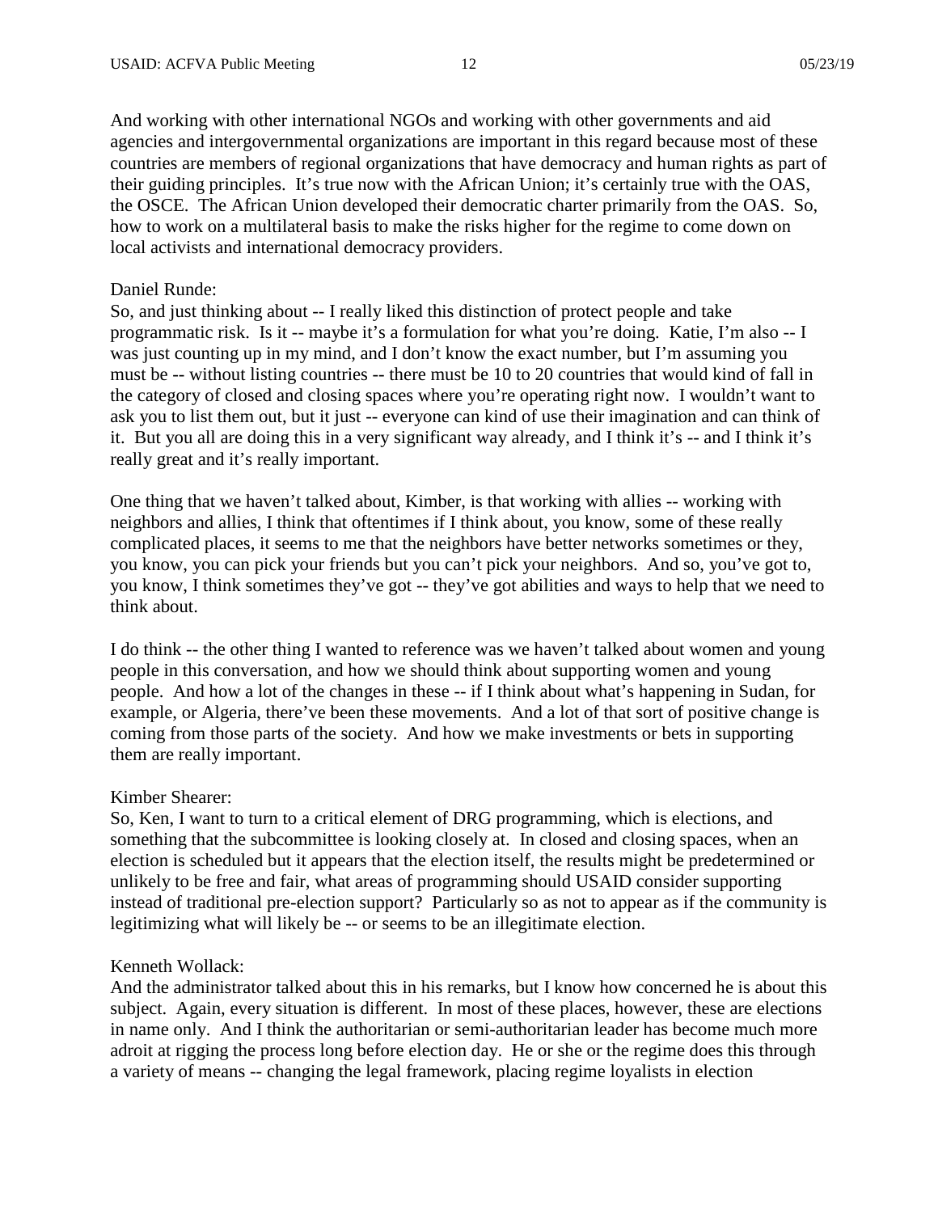And working with other international NGOs and working with other governments and aid agencies and intergovernmental organizations are important in this regard because most of these countries are members of regional organizations that have democracy and human rights as part of their guiding principles. It's true now with the African Union; it's certainly true with the OAS, the OSCE. The African Union developed their democratic charter primarily from the OAS. So, how to work on a multilateral basis to make the risks higher for the regime to come down on local activists and international democracy providers.

Daniel Runde:
So, and just thinking about -- I really liked this distinction of protect people and take programmatic risk. Is it -- maybe it's a formulation for what you're doing. Katie, I'm also -- I was just counting up in my mind, and I don't know the exact number, but I'm assuming you must be -- without listing countries -- there must be 10 to 20 countries that would kind of fall in the category of closed and closing spaces where you're operating right now. I wouldn't want to ask you to list them out, but it just -- everyone can kind of use their imagination and can think of it. But you all are doing this in a very significant way already, and I think it's -- and I think it's really great and it's really important.

One thing that we haven't talked about, Kimber, is that working with allies -- working with neighbors and allies, I think that oftentimes if I think about, you know, some of these really complicated places, it seems to me that the neighbors have better networks sometimes or they, you know, you can pick your friends but you can't pick your neighbors. And so, you've got to, you know, I think sometimes they've got -- they've got abilities and ways to help that we need to think about.

I do think -- the other thing I wanted to reference was we haven't talked about women and young people in this conversation, and how we should think about supporting women and young people. And how a lot of the changes in these -- if I think about what's happening in Sudan, for example, or Algeria, there've been these movements. And a lot of that sort of positive change is coming from those parts of the society. And how we make investments or bets in supporting them are really important.

Kimber Shearer:
So, Ken, I want to turn to a critical element of DRG programming, which is elections, and something that the subcommittee is looking closely at. In closed and closing spaces, when an election is scheduled but it appears that the election itself, the results might be predetermined or unlikely to be free and fair, what areas of programming should USAID consider supporting instead of traditional pre-election support? Particularly so as not to appear as if the community is legitimizing what will likely be -- or seems to be an illegitimate election.

Kenneth Wollack:
And the administrator talked about this in his remarks, but I know how concerned he is about this subject. Again, every situation is different. In most of these places, however, these are elections in name only. And I think the authoritarian or semi-authoritarian leader has become much more adroit at rigging the process long before election day. He or she or the regime does this through a variety of means -- changing the legal framework, placing regime loyalists in election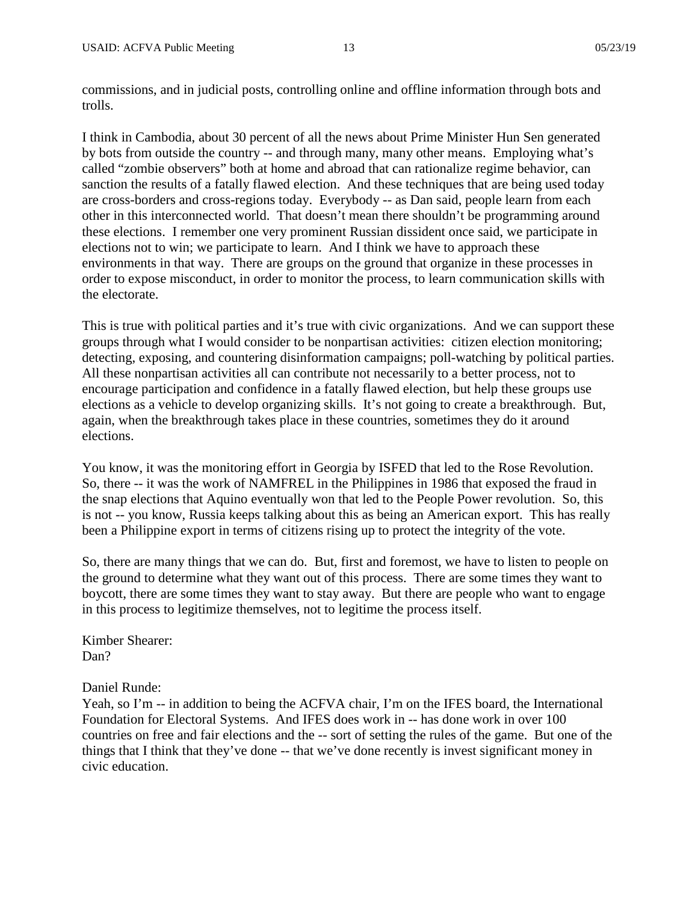commissions, and in judicial posts, controlling online and offline information through bots and trolls.

I think in Cambodia, about 30 percent of all the news about Prime Minister Hun Sen generated by bots from outside the country -- and through many, many other means. Employing what's called "zombie observers" both at home and abroad that can rationalize regime behavior, can sanction the results of a fatally flawed election. And these techniques that are being used today are cross-borders and cross-regions today. Everybody -- as Dan said, people learn from each other in this interconnected world. That doesn't mean there shouldn't be programming around these elections. I remember one very prominent Russian dissident once said, we participate in elections not to win; we participate to learn. And I think we have to approach these environments in that way. There are groups on the ground that organize in these processes in order to expose misconduct, in order to monitor the process, to learn communication skills with the electorate.

This is true with political parties and it's true with civic organizations. And we can support these groups through what I would consider to be nonpartisan activities: citizen election monitoring; detecting, exposing, and countering disinformation campaigns; poll-watching by political parties. All these nonpartisan activities all can contribute not necessarily to a better process, not to encourage participation and confidence in a fatally flawed election, but help these groups use elections as a vehicle to develop organizing skills. It's not going to create a breakthrough. But, again, when the breakthrough takes place in these countries, sometimes they do it around elections.

You know, it was the monitoring effort in Georgia by ISFED that led to the Rose Revolution. So, there -- it was the work of NAMFREL in the Philippines in 1986 that exposed the fraud in the snap elections that Aquino eventually won that led to the People Power revolution. So, this is not -- you know, Russia keeps talking about this as being an American export. This has really been a Philippine export in terms of citizens rising up to protect the integrity of the vote.

So, there are many things that we can do. But, first and foremost, we have to listen to people on the ground to determine what they want out of this process. There are some times they want to boycott, there are some times they want to stay away. But there are people who want to engage in this process to legitimize themselves, not to legitime the process itself.

Kimber Shearer:
Dan?

Daniel Runde:
Yeah, so I'm -- in addition to being the ACFVA chair, I'm on the IFES board, the International Foundation for Electoral Systems. And IFES does work in -- has done work in over 100 countries on free and fair elections and the -- sort of setting the rules of the game. But one of the things that I think that they've done -- that we've done recently is invest significant money in civic education.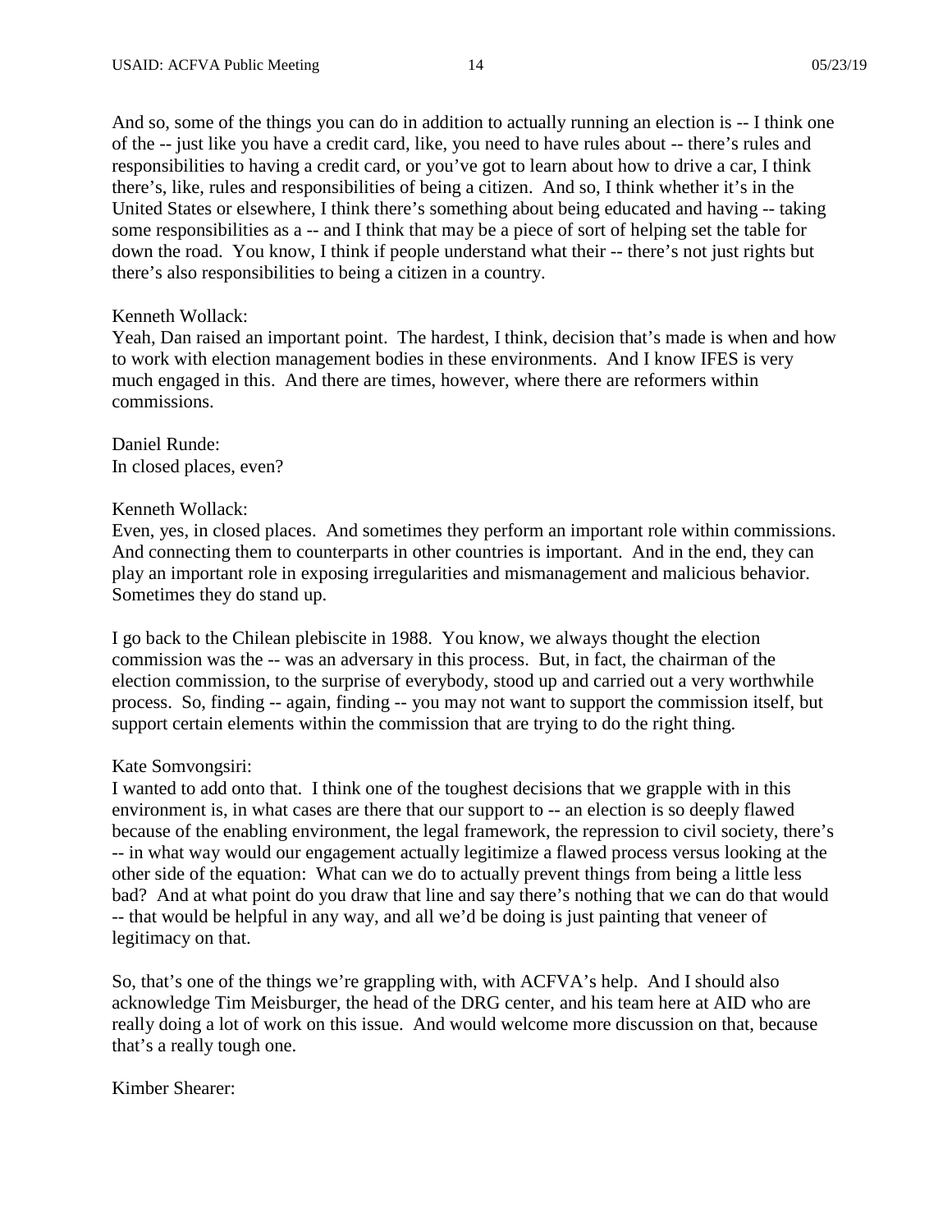And so, some of the things you can do in addition to actually running an election is -- I think one of the -- just like you have a credit card, like, you need to have rules about -- there's rules and responsibilities to having a credit card, or you've got to learn about how to drive a car, I think there's, like, rules and responsibilities of being a citizen. And so, I think whether it's in the United States or elsewhere, I think there's something about being educated and having -- taking some responsibilities as a -- and I think that may be a piece of sort of helping set the table for down the road. You know, I think if people understand what their -- there's not just rights but there's also responsibilities to being a citizen in a country.

Kenneth Wollack:
Yeah, Dan raised an important point. The hardest, I think, decision that's made is when and how to work with election management bodies in these environments. And I know IFES is very much engaged in this. And there are times, however, where there are reformers within commissions.

Daniel Runde:
In closed places, even?

Kenneth Wollack:
Even, yes, in closed places. And sometimes they perform an important role within commissions. And connecting them to counterparts in other countries is important. And in the end, they can play an important role in exposing irregularities and mismanagement and malicious behavior. Sometimes they do stand up.

I go back to the Chilean plebiscite in 1988. You know, we always thought the election commission was the -- was an adversary in this process. But, in fact, the chairman of the election commission, to the surprise of everybody, stood up and carried out a very worthwhile process. So, finding -- again, finding -- you may not want to support the commission itself, but support certain elements within the commission that are trying to do the right thing.

Kate Somvongsiri:
I wanted to add onto that. I think one of the toughest decisions that we grapple with in this environment is, in what cases are there that our support to -- an election is so deeply flawed because of the enabling environment, the legal framework, the repression to civil society, there's -- in what way would our engagement actually legitimize a flawed process versus looking at the other side of the equation: What can we do to actually prevent things from being a little less bad? And at what point do you draw that line and say there's nothing that we can do that would -- that would be helpful in any way, and all we'd be doing is just painting that veneer of legitimacy on that.

So, that's one of the things we're grappling with, with ACFVA's help. And I should also acknowledge Tim Meisburger, the head of the DRG center, and his team here at AID who are really doing a lot of work on this issue. And would welcome more discussion on that, because that's a really tough one.

Kimber Shearer: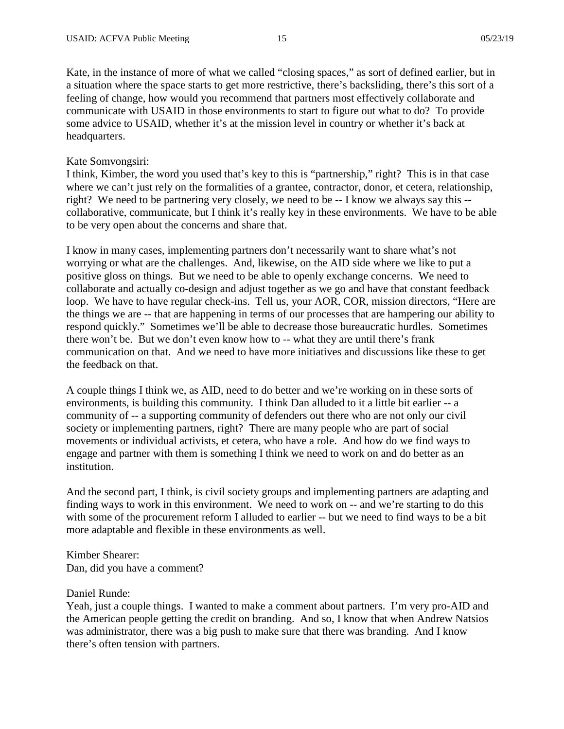Kate, in the instance of more of what we called "closing spaces," as sort of defined earlier, but in a situation where the space starts to get more restrictive, there's backsliding, there's this sort of a feeling of change, how would you recommend that partners most effectively collaborate and communicate with USAID in those environments to start to figure out what to do? To provide some advice to USAID, whether it's at the mission level in country or whether it's back at headquarters.

Kate Somvongsiri:
I think, Kimber, the word you used that's key to this is "partnership," right? This is in that case where we can't just rely on the formalities of a grantee, contractor, donor, et cetera, relationship, right? We need to be partnering very closely, we need to be -- I know we always say this -- collaborative, communicate, but I think it's really key in these environments. We have to be able to be very open about the concerns and share that.

I know in many cases, implementing partners don't necessarily want to share what's not worrying or what are the challenges. And, likewise, on the AID side where we like to put a positive gloss on things. But we need to be able to openly exchange concerns. We need to collaborate and actually co-design and adjust together as we go and have that constant feedback loop. We have to have regular check-ins. Tell us, your AOR, COR, mission directors, "Here are the things we are -- that are happening in terms of our processes that are hampering our ability to respond quickly." Sometimes we'll be able to decrease those bureaucratic hurdles. Sometimes there won't be. But we don't even know how to -- what they are until there's frank communication on that. And we need to have more initiatives and discussions like these to get the feedback on that.

A couple things I think we, as AID, need to do better and we're working on in these sorts of environments, is building this community. I think Dan alluded to it a little bit earlier -- a community of -- a supporting community of defenders out there who are not only our civil society or implementing partners, right? There are many people who are part of social movements or individual activists, et cetera, who have a role. And how do we find ways to engage and partner with them is something I think we need to work on and do better as an institution.

And the second part, I think, is civil society groups and implementing partners are adapting and finding ways to work in this environment. We need to work on -- and we're starting to do this with some of the procurement reform I alluded to earlier -- but we need to find ways to be a bit more adaptable and flexible in these environments as well.

Kimber Shearer:
Dan, did you have a comment?

Daniel Runde:
Yeah, just a couple things. I wanted to make a comment about partners. I'm very pro-AID and the American people getting the credit on branding. And so, I know that when Andrew Natsios was administrator, there was a big push to make sure that there was branding. And I know there's often tension with partners.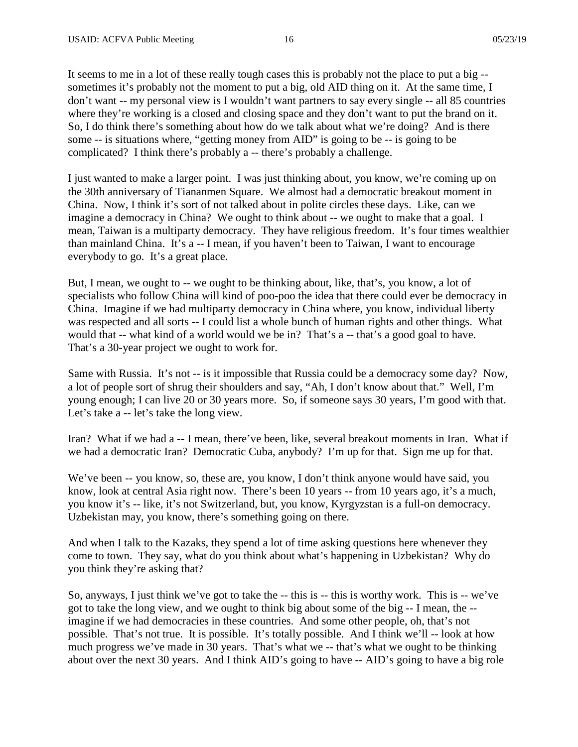It seems to me in a lot of these really tough cases this is probably not the place to put a big -- sometimes it's probably not the moment to put a big, old AID thing on it. At the same time, I don't want -- my personal view is I wouldn't want partners to say every single -- all 85 countries where they're working is a closed and closing space and they don't want to put the brand on it. So, I do think there's something about how do we talk about what we're doing? And is there some -- is situations where, "getting money from AID" is going to be -- is going to be complicated? I think there's probably a -- there's probably a challenge.

I just wanted to make a larger point. I was just thinking about, you know, we're coming up on the 30th anniversary of Tiananmen Square. We almost had a democratic breakout moment in China. Now, I think it's sort of not talked about in polite circles these days. Like, can we imagine a democracy in China? We ought to think about -- we ought to make that a goal. I mean, Taiwan is a multiparty democracy. They have religious freedom. It's four times wealthier than mainland China. It's a -- I mean, if you haven't been to Taiwan, I want to encourage everybody to go. It's a great place.

But, I mean, we ought to -- we ought to be thinking about, like, that's, you know, a lot of specialists who follow China will kind of poo-poo the idea that there could ever be democracy in China. Imagine if we had multiparty democracy in China where, you know, individual liberty was respected and all sorts -- I could list a whole bunch of human rights and other things. What would that -- what kind of a world would we be in? That's a -- that's a good goal to have. That's a 30-year project we ought to work for.

Same with Russia. It's not -- is it impossible that Russia could be a democracy some day? Now, a lot of people sort of shrug their shoulders and say, "Ah, I don't know about that." Well, I'm young enough; I can live 20 or 30 years more. So, if someone says 30 years, I'm good with that. Let's take a -- let's take the long view.

Iran? What if we had a -- I mean, there've been, like, several breakout moments in Iran. What if we had a democratic Iran? Democratic Cuba, anybody? I'm up for that. Sign me up for that.

We've been -- you know, so, these are, you know, I don't think anyone would have said, you know, look at central Asia right now. There's been 10 years -- from 10 years ago, it's a much, you know it's -- like, it's not Switzerland, but, you know, Kyrgyzstan is a full-on democracy. Uzbekistan may, you know, there's something going on there.

And when I talk to the Kazaks, they spend a lot of time asking questions here whenever they come to town. They say, what do you think about what's happening in Uzbekistan? Why do you think they're asking that?

So, anyways, I just think we've got to take the -- this is -- this is worthy work. This is -- we've got to take the long view, and we ought to think big about some of the big -- I mean, the -- imagine if we had democracies in these countries. And some other people, oh, that's not possible. That's not true. It is possible. It's totally possible. And I think we'll -- look at how much progress we've made in 30 years. That's what we -- that's what we ought to be thinking about over the next 30 years. And I think AID's going to have -- AID's going to have a big role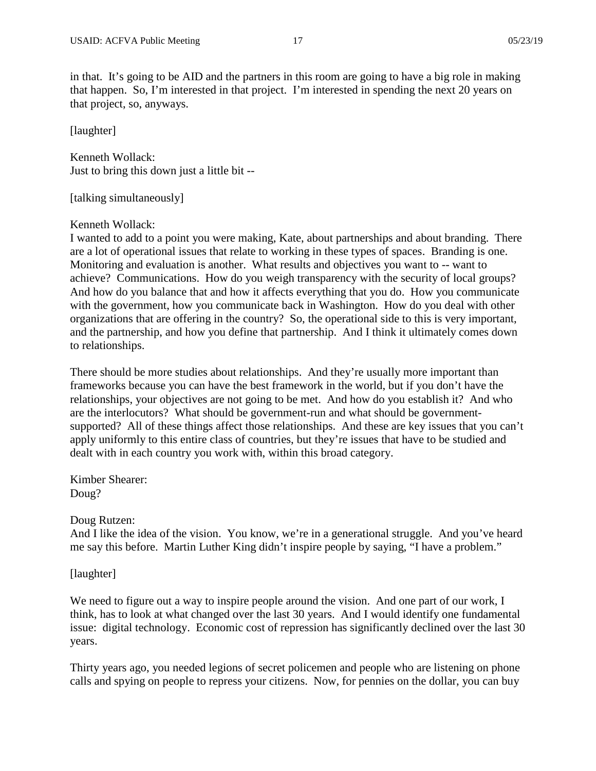in that. It's going to be AID and the partners in this room are going to have a big role in making that happen. So, I'm interested in that project. I'm interested in spending the next 20 years on that project, so, anyways.

[laughter]

Kenneth Wollack:
Just to bring this down just a little bit --

[talking simultaneously]

Kenneth Wollack:
I wanted to add to a point you were making, Kate, about partnerships and about branding. There are a lot of operational issues that relate to working in these types of spaces. Branding is one. Monitoring and evaluation is another. What results and objectives you want to -- want to achieve? Communications. How do you weigh transparency with the security of local groups? And how do you balance that and how it affects everything that you do. How you communicate with the government, how you communicate back in Washington. How do you deal with other organizations that are offering in the country? So, the operational side to this is very important, and the partnership, and how you define that partnership. And I think it ultimately comes down to relationships.

There should be more studies about relationships. And they're usually more important than frameworks because you can have the best framework in the world, but if you don't have the relationships, your objectives are not going to be met. And how do you establish it? And who are the interlocutors? What should be government-run and what should be government-supported? All of these things affect those relationships. And these are key issues that you can't apply uniformly to this entire class of countries, but they're issues that have to be studied and dealt with in each country you work with, within this broad category.

Kimber Shearer:
Doug?

Doug Rutzen:
And I like the idea of the vision. You know, we're in a generational struggle. And you've heard me say this before. Martin Luther King didn't inspire people by saying, "I have a problem."

[laughter]

We need to figure out a way to inspire people around the vision. And one part of our work, I think, has to look at what changed over the last 30 years. And I would identify one fundamental issue: digital technology. Economic cost of repression has significantly declined over the last 30 years.

Thirty years ago, you needed legions of secret policemen and people who are listening on phone calls and spying on people to repress your citizens. Now, for pennies on the dollar, you can buy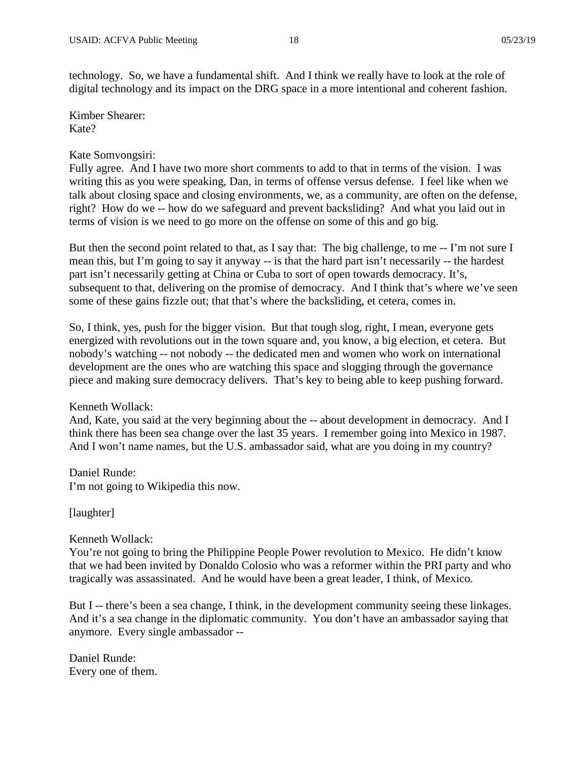technology. So, we have a fundamental shift. And I think we really have to look at the role of digital technology and its impact on the DRG space in a more intentional and coherent fashion.

Kimber Shearer:
Kate?

Kate Somvongsiri:
Fully agree. And I have two more short comments to add to that in terms of the vision. I was writing this as you were speaking, Dan, in terms of offense versus defense. I feel like when we talk about closing space and closing environments, we, as a community, are often on the defense, right? How do we -- how do we safeguard and prevent backsliding? And what you laid out in terms of vision is we need to go more on the offense on some of this and go big.

But then the second point related to that, as I say that: The big challenge, to me -- I'm not sure I mean this, but I'm going to say it anyway -- is that the hard part isn't necessarily -- the hardest part isn't necessarily getting at China or Cuba to sort of open towards democracy. It's, subsequent to that, delivering on the promise of democracy. And I think that's where we've seen some of these gains fizzle out; that that's where the backsliding, et cetera, comes in.

So, I think, yes, push for the bigger vision. But that tough slog, right, I mean, everyone gets energized with revolutions out in the town square and, you know, a big election, et cetera. But nobody's watching -- not nobody -- the dedicated men and women who work on international development are the ones who are watching this space and slogging through the governance piece and making sure democracy delivers. That's key to being able to keep pushing forward.

Kenneth Wollack:
And, Kate, you said at the very beginning about the -- about development in democracy. And I think there has been sea change over the last 35 years. I remember going into Mexico in 1987. And I won't name names, but the U.S. ambassador said, what are you doing in my country?

Daniel Runde:
I'm not going to Wikipedia this now.

[laughter]

Kenneth Wollack:
You're not going to bring the Philippine People Power revolution to Mexico. He didn't know that we had been invited by Donaldo Colosio who was a reformer within the PRI party and who tragically was assassinated. And he would have been a great leader, I think, of Mexico.

But I -- there's been a sea change, I think, in the development community seeing these linkages. And it's a sea change in the diplomatic community. You don't have an ambassador saying that anymore. Every single ambassador --

Daniel Runde:
Every one of them.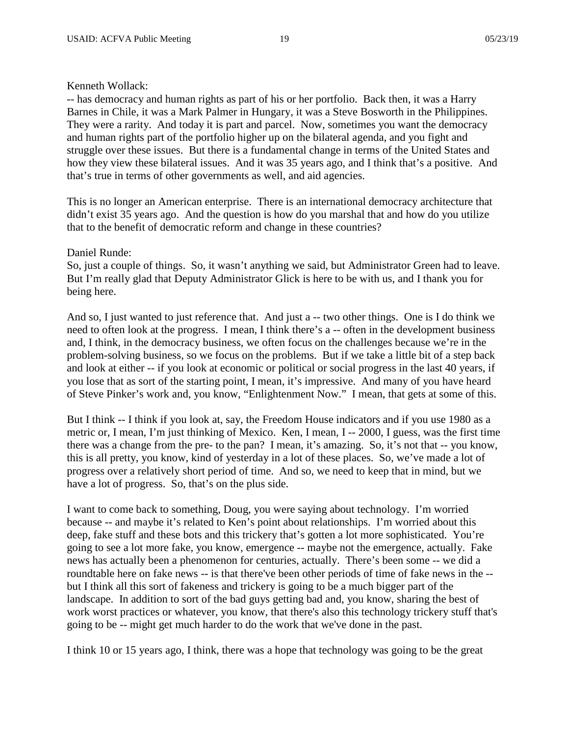Kenneth Wollack:
-- has democracy and human rights as part of his or her portfolio. Back then, it was a Harry Barnes in Chile, it was a Mark Palmer in Hungary, it was a Steve Bosworth in the Philippines. They were a rarity. And today it is part and parcel. Now, sometimes you want the democracy and human rights part of the portfolio higher up on the bilateral agenda, and you fight and struggle over these issues. But there is a fundamental change in terms of the United States and how they view these bilateral issues. And it was 35 years ago, and I think that's a positive. And that's true in terms of other governments as well, and aid agencies.

This is no longer an American enterprise. There is an international democracy architecture that didn't exist 35 years ago. And the question is how do you marshal that and how do you utilize that to the benefit of democratic reform and change in these countries?

Daniel Runde:
So, just a couple of things. So, it wasn't anything we said, but Administrator Green had to leave. But I'm really glad that Deputy Administrator Glick is here to be with us, and I thank you for being here.

And so, I just wanted to just reference that. And just a -- two other things. One is I do think we need to often look at the progress. I mean, I think there's a -- often in the development business and, I think, in the democracy business, we often focus on the challenges because we're in the problem-solving business, so we focus on the problems. But if we take a little bit of a step back and look at either -- if you look at economic or political or social progress in the last 40 years, if you lose that as sort of the starting point, I mean, it's impressive. And many of you have heard of Steve Pinker's work and, you know, "Enlightenment Now." I mean, that gets at some of this.

But I think -- I think if you look at, say, the Freedom House indicators and if you use 1980 as a metric or, I mean, I'm just thinking of Mexico. Ken, I mean, I -- 2000, I guess, was the first time there was a change from the pre- to the pan? I mean, it's amazing. So, it's not that -- you know, this is all pretty, you know, kind of yesterday in a lot of these places. So, we've made a lot of progress over a relatively short period of time. And so, we need to keep that in mind, but we have a lot of progress. So, that's on the plus side.

I want to come back to something, Doug, you were saying about technology. I'm worried because -- and maybe it's related to Ken's point about relationships. I'm worried about this deep, fake stuff and these bots and this trickery that's gotten a lot more sophisticated. You're going to see a lot more fake, you know, emergence -- maybe not the emergence, actually. Fake news has actually been a phenomenon for centuries, actually. There's been some -- we did a roundtable here on fake news -- is that there've been other periods of time of fake news in the -- but I think all this sort of fakeness and trickery is going to be a much bigger part of the landscape. In addition to sort of the bad guys getting bad and, you know, sharing the best of work worst practices or whatever, you know, that there's also this technology trickery stuff that's going to be -- might get much harder to do the work that we've done in the past.

I think 10 or 15 years ago, I think, there was a hope that technology was going to be the great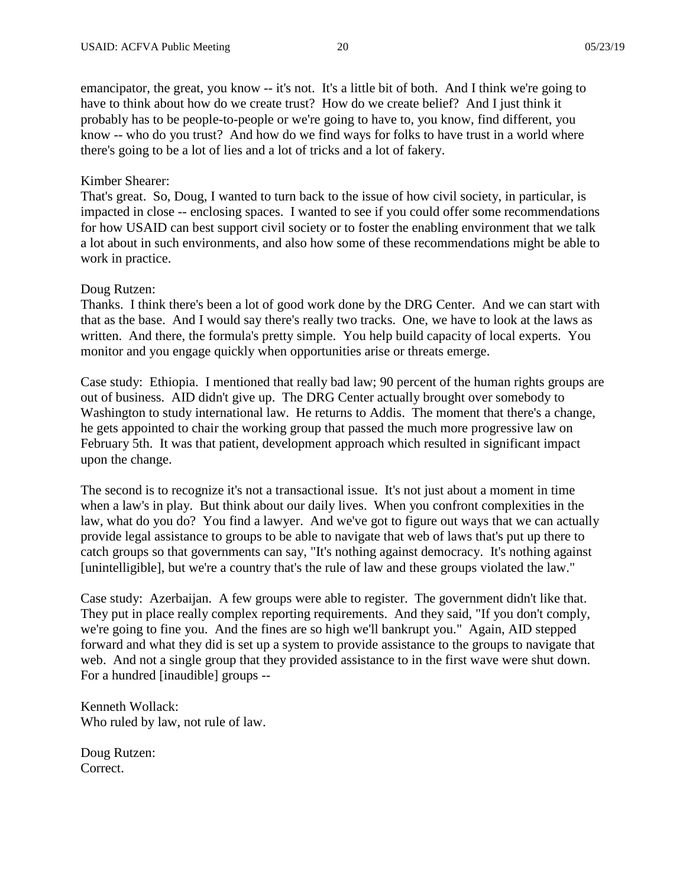emancipator, the great, you know -- it's not. It's a little bit of both. And I think we're going to have to think about how do we create trust? How do we create belief? And I just think it probably has to be people-to-people or we're going to have to, you know, find different, you know -- who do you trust? And how do we find ways for folks to have trust in a world where there's going to be a lot of lies and a lot of tricks and a lot of fakery.

Kimber Shearer:
That's great. So, Doug, I wanted to turn back to the issue of how civil society, in particular, is impacted in close -- enclosing spaces. I wanted to see if you could offer some recommendations for how USAID can best support civil society or to foster the enabling environment that we talk a lot about in such environments, and also how some of these recommendations might be able to work in practice.

Doug Rutzen:
Thanks. I think there's been a lot of good work done by the DRG Center. And we can start with that as the base. And I would say there's really two tracks. One, we have to look at the laws as written. And there, the formula's pretty simple. You help build capacity of local experts. You monitor and you engage quickly when opportunities arise or threats emerge.

Case study: Ethiopia. I mentioned that really bad law; 90 percent of the human rights groups are out of business. AID didn't give up. The DRG Center actually brought over somebody to Washington to study international law. He returns to Addis. The moment that there's a change, he gets appointed to chair the working group that passed the much more progressive law on February 5th. It was that patient, development approach which resulted in significant impact upon the change.

The second is to recognize it's not a transactional issue. It's not just about a moment in time when a law's in play. But think about our daily lives. When you confront complexities in the law, what do you do? You find a lawyer. And we've got to figure out ways that we can actually provide legal assistance to groups to be able to navigate that web of laws that's put up there to catch groups so that governments can say, "It's nothing against democracy. It's nothing against [unintelligible], but we're a country that's the rule of law and these groups violated the law."

Case study: Azerbaijan. A few groups were able to register. The government didn't like that. They put in place really complex reporting requirements. And they said, "If you don't comply, we're going to fine you. And the fines are so high we'll bankrupt you." Again, AID stepped forward and what they did is set up a system to provide assistance to the groups to navigate that web. And not a single group that they provided assistance to in the first wave were shut down. For a hundred [inaudible] groups --

Kenneth Wollack:
Who ruled by law, not rule of law.

Doug Rutzen:
Correct.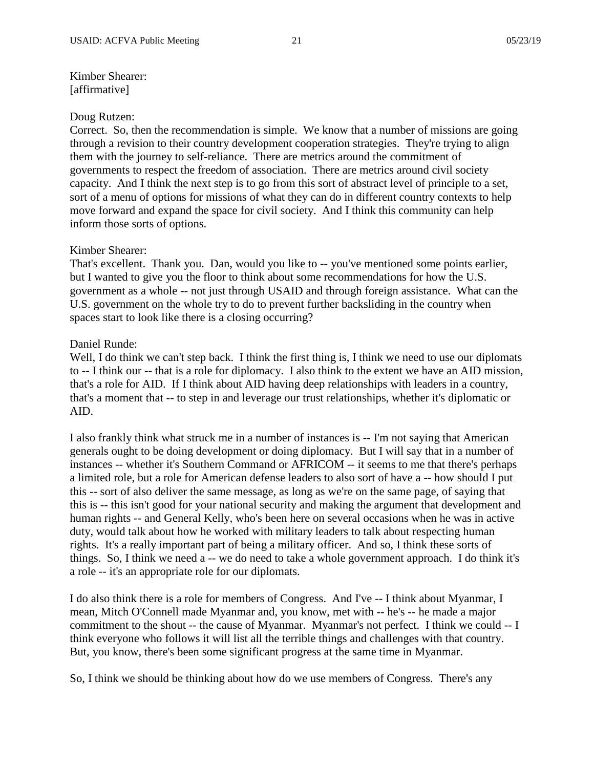Kimber Shearer:
[affirmative]

Doug Rutzen:
Correct. So, then the recommendation is simple. We know that a number of missions are going through a revision to their country development cooperation strategies. They're trying to align them with the journey to self-reliance. There are metrics around the commitment of governments to respect the freedom of association. There are metrics around civil society capacity. And I think the next step is to go from this sort of abstract level of principle to a set, sort of a menu of options for missions of what they can do in different country contexts to help move forward and expand the space for civil society. And I think this community can help inform those sorts of options.

Kimber Shearer:
That's excellent. Thank you. Dan, would you like to -- you've mentioned some points earlier, but I wanted to give you the floor to think about some recommendations for how the U.S. government as a whole -- not just through USAID and through foreign assistance. What can the U.S. government on the whole try to do to prevent further backsliding in the country when spaces start to look like there is a closing occurring?

Daniel Runde:
Well, I do think we can't step back. I think the first thing is, I think we need to use our diplomats to -- I think our -- that is a role for diplomacy. I also think to the extent we have an AID mission, that's a role for AID. If I think about AID having deep relationships with leaders in a country, that's a moment that -- to step in and leverage our trust relationships, whether it's diplomatic or AID.

I also frankly think what struck me in a number of instances is -- I'm not saying that American generals ought to be doing development or doing diplomacy. But I will say that in a number of instances -- whether it's Southern Command or AFRICOM -- it seems to me that there's perhaps a limited role, but a role for American defense leaders to also sort of have a -- how should I put this -- sort of also deliver the same message, as long as we're on the same page, of saying that this is -- this isn't good for your national security and making the argument that development and human rights -- and General Kelly, who's been here on several occasions when he was in active duty, would talk about how he worked with military leaders to talk about respecting human rights. It's a really important part of being a military officer. And so, I think these sorts of things. So, I think we need a -- we do need to take a whole government approach. I do think it's a role -- it's an appropriate role for our diplomats.

I do also think there is a role for members of Congress. And I've -- I think about Myanmar, I mean, Mitch O'Connell made Myanmar and, you know, met with -- he's -- he made a major commitment to the shout -- the cause of Myanmar. Myanmar's not perfect. I think we could -- I think everyone who follows it will list all the terrible things and challenges with that country. But, you know, there's been some significant progress at the same time in Myanmar.

So, I think we should be thinking about how do we use members of Congress. There's any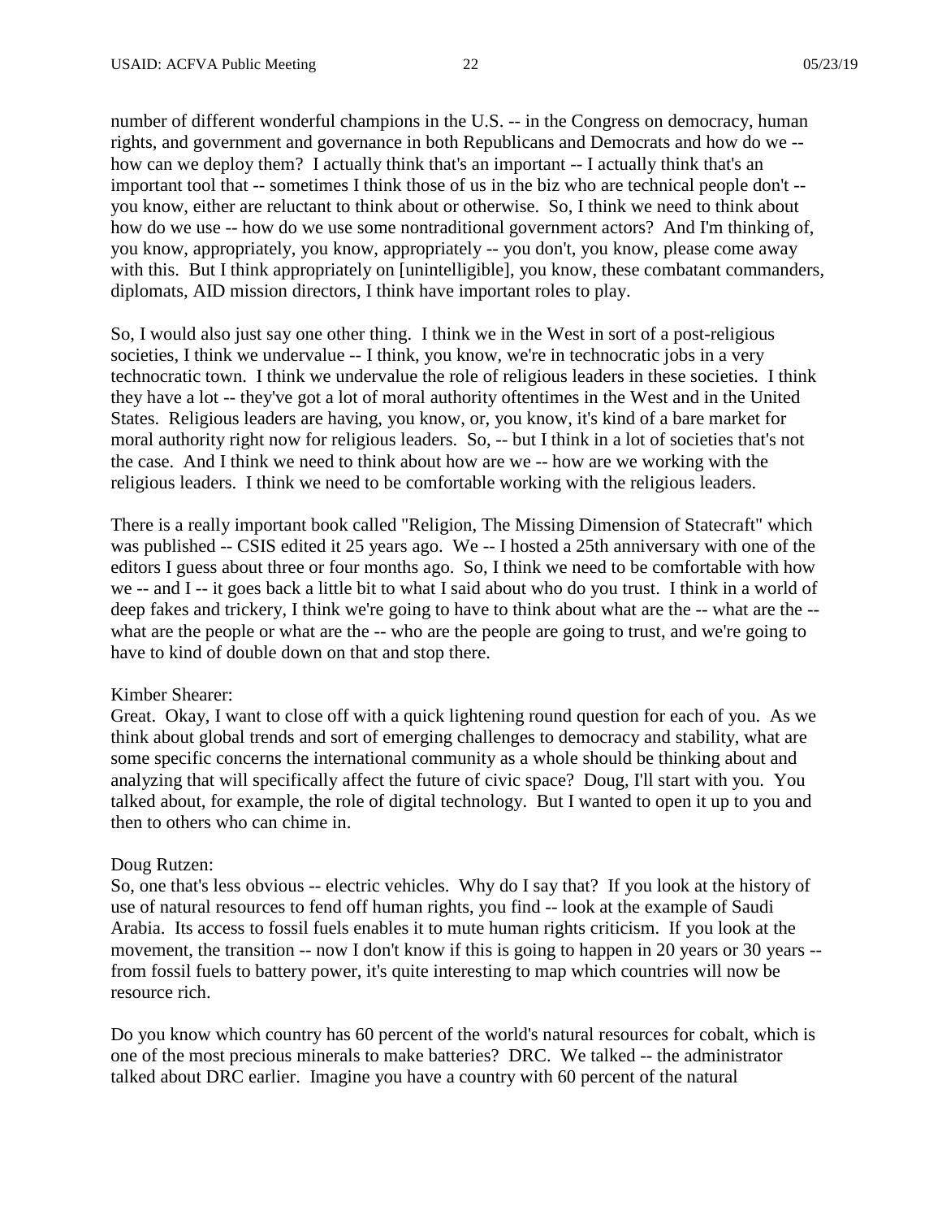number of different wonderful champions in the U.S. -- in the Congress on democracy, human rights, and government and governance in both Republicans and Democrats and how do we -- how can we deploy them? I actually think that's an important -- I actually think that's an important tool that -- sometimes I think those of us in the biz who are technical people don't -- you know, either are reluctant to think about or otherwise. So, I think we need to think about how do we use -- how do we use some nontraditional government actors? And I'm thinking of, you know, appropriately, you know, appropriately -- you don't, you know, please come away with this. But I think appropriately on [unintelligible], you know, these combatant commanders, diplomats, AID mission directors, I think have important roles to play.

So, I would also just say one other thing. I think we in the West in sort of a post-religious societies, I think we undervalue -- I think, you know, we're in technocratic jobs in a very technocratic town. I think we undervalue the role of religious leaders in these societies. I think they have a lot -- they've got a lot of moral authority oftentimes in the West and in the United States. Religious leaders are having, you know, or, you know, it's kind of a bare market for moral authority right now for religious leaders. So, -- but I think in a lot of societies that's not the case. And I think we need to think about how are we -- how are we working with the religious leaders. I think we need to be comfortable working with the religious leaders.

There is a really important book called "Religion, The Missing Dimension of Statecraft" which was published -- CSIS edited it 25 years ago. We -- I hosted a 25th anniversary with one of the editors I guess about three or four months ago. So, I think we need to be comfortable with how we -- and I -- it goes back a little bit to what I said about who do you trust. I think in a world of deep fakes and trickery, I think we're going to have to think about what are the -- what are the -- what are the people or what are the -- who are the people are going to trust, and we're going to have to kind of double down on that and stop there.

Kimber Shearer:
Great. Okay, I want to close off with a quick lightening round question for each of you. As we think about global trends and sort of emerging challenges to democracy and stability, what are some specific concerns the international community as a whole should be thinking about and analyzing that will specifically affect the future of civic space? Doug, I'll start with you. You talked about, for example, the role of digital technology. But I wanted to open it up to you and then to others who can chime in.

Doug Rutzen:
So, one that's less obvious -- electric vehicles. Why do I say that? If you look at the history of use of natural resources to fend off human rights, you find -- look at the example of Saudi Arabia. Its access to fossil fuels enables it to mute human rights criticism. If you look at the movement, the transition -- now I don't know if this is going to happen in 20 years or 30 years -- from fossil fuels to battery power, it's quite interesting to map which countries will now be resource rich.

Do you know which country has 60 percent of the world's natural resources for cobalt, which is one of the most precious minerals to make batteries? DRC. We talked -- the administrator talked about DRC earlier. Imagine you have a country with 60 percent of the natural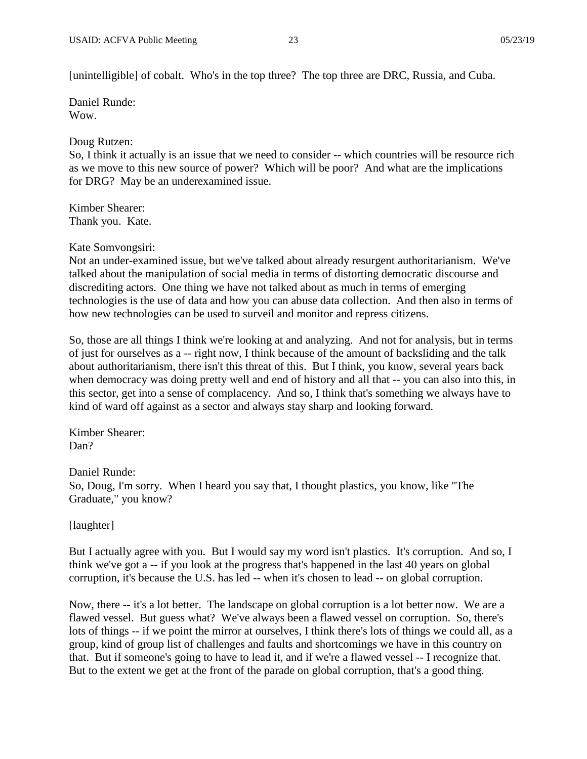[unintelligible] of cobalt. Who's in the top three? The top three are DRC, Russia, and Cuba.

Daniel Runde:
Wow.

Doug Rutzen:
So, I think it actually is an issue that we need to consider -- which countries will be resource rich as we move to this new source of power? Which will be poor? And what are the implications for DRG? May be an underexamined issue.

Kimber Shearer:
Thank you. Kate.

Kate Somvongsiri:
Not an under-examined issue, but we've talked about already resurgent authoritarianism. We've talked about the manipulation of social media in terms of distorting democratic discourse and discrediting actors. One thing we have not talked about as much in terms of emerging technologies is the use of data and how you can abuse data collection. And then also in terms of how new technologies can be used to surveil and monitor and repress citizens.

So, those are all things I think we're looking at and analyzing. And not for analysis, but in terms of just for ourselves as a -- right now, I think because of the amount of backsliding and the talk about authoritarianism, there isn't this threat of this. But I think, you know, several years back when democracy was doing pretty well and end of history and all that -- you can also into this, in this sector, get into a sense of complacency. And so, I think that's something we always have to kind of ward off against as a sector and always stay sharp and looking forward.

Kimber Shearer:
Dan?

Daniel Runde:
So, Doug, I'm sorry. When I heard you say that, I thought plastics, you know, like "The Graduate," you know?

[laughter]

But I actually agree with you. But I would say my word isn't plastics. It's corruption. And so, I think we've got a -- if you look at the progress that's happened in the last 40 years on global corruption, it's because the U.S. has led -- when it's chosen to lead -- on global corruption.

Now, there -- it's a lot better. The landscape on global corruption is a lot better now. We are a flawed vessel. But guess what? We've always been a flawed vessel on corruption. So, there's lots of things -- if we point the mirror at ourselves, I think there's lots of things we could all, as a group, kind of group list of challenges and faults and shortcomings we have in this country on that. But if someone's going to have to lead it, and if we're a flawed vessel -- I recognize that. But to the extent we get at the front of the parade on global corruption, that's a good thing.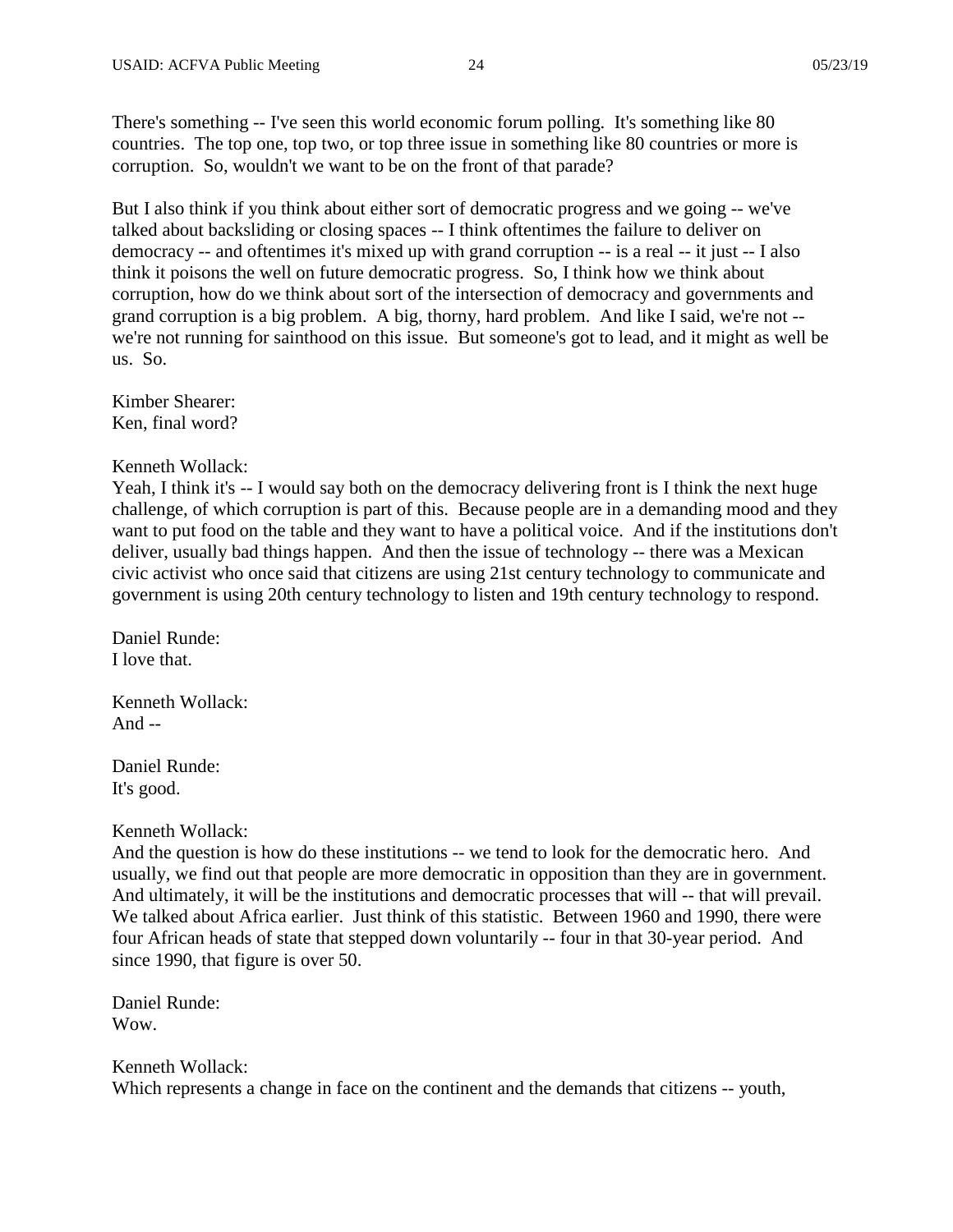There's something -- I've seen this world economic forum polling. It's something like 80 countries. The top one, top two, or top three issue in something like 80 countries or more is corruption. So, wouldn't we want to be on the front of that parade?

But I also think if you think about either sort of democratic progress and we going -- we've talked about backsliding or closing spaces -- I think oftentimes the failure to deliver on democracy -- and oftentimes it's mixed up with grand corruption -- is a real -- it just -- I also think it poisons the well on future democratic progress. So, I think how we think about corruption, how do we think about sort of the intersection of democracy and governments and grand corruption is a big problem. A big, thorny, hard problem. And like I said, we're not -- we're not running for sainthood on this issue. But someone's got to lead, and it might as well be us. So.

Kimber Shearer:
Ken, final word?

Kenneth Wollack:
Yeah, I think it's -- I would say both on the democracy delivering front is I think the next huge challenge, of which corruption is part of this. Because people are in a demanding mood and they want to put food on the table and they want to have a political voice. And if the institutions don't deliver, usually bad things happen. And then the issue of technology -- there was a Mexican civic activist who once said that citizens are using 21st century technology to communicate and government is using 20th century technology to listen and 19th century technology to respond.

Daniel Runde:
I love that.

Kenneth Wollack:
And --

Daniel Runde:
It's good.

Kenneth Wollack:
And the question is how do these institutions -- we tend to look for the democratic hero. And usually, we find out that people are more democratic in opposition than they are in government. And ultimately, it will be the institutions and democratic processes that will -- that will prevail. We talked about Africa earlier. Just think of this statistic. Between 1960 and 1990, there were four African heads of state that stepped down voluntarily -- four in that 30-year period. And since 1990, that figure is over 50.

Daniel Runde:
Wow.

Kenneth Wollack:
Which represents a change in face on the continent and the demands that citizens -- youth,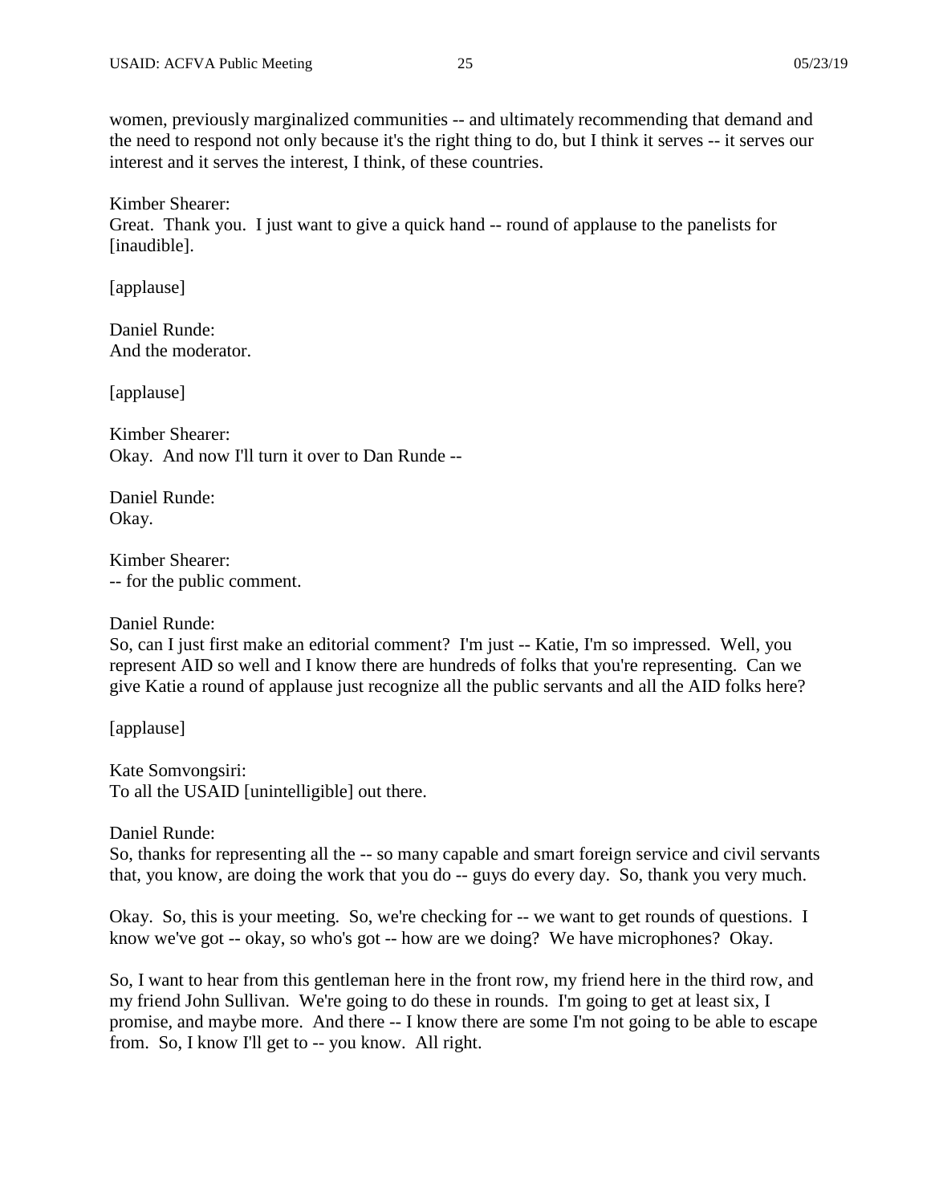women, previously marginalized communities -- and ultimately recommending that demand and the need to respond not only because it's the right thing to do, but I think it serves -- it serves our interest and it serves the interest, I think, of these countries.

Kimber Shearer:
Great. Thank you. I just want to give a quick hand -- round of applause to the panelists for [inaudible].

[applause]

Daniel Runde:
And the moderator.

[applause]

Kimber Shearer:
Okay. And now I'll turn it over to Dan Runde --

Daniel Runde:
Okay.

Kimber Shearer:
-- for the public comment.

Daniel Runde:
So, can I just first make an editorial comment? I'm just -- Katie, I'm so impressed. Well, you represent AID so well and I know there are hundreds of folks that you're representing. Can we give Katie a round of applause just recognize all the public servants and all the AID folks here?

[applause]

Kate Somvongsiri:
To all the USAID [unintelligible] out there.

Daniel Runde:
So, thanks for representing all the -- so many capable and smart foreign service and civil servants that, you know, are doing the work that you do -- guys do every day. So, thank you very much.

Okay. So, this is your meeting. So, we're checking for -- we want to get rounds of questions. I know we've got -- okay, so who's got -- how are we doing? We have microphones? Okay.

So, I want to hear from this gentleman here in the front row, my friend here in the third row, and my friend John Sullivan. We're going to do these in rounds. I'm going to get at least six, I promise, and maybe more. And there -- I know there are some I'm not going to be able to escape from. So, I know I'll get to -- you know. All right.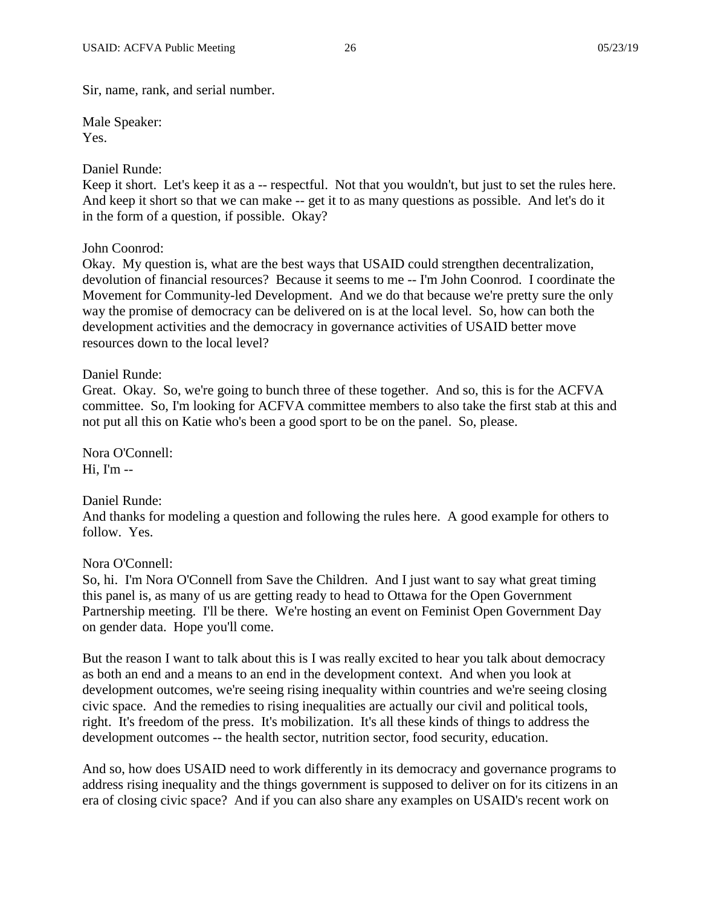Sir, name, rank, and serial number.

Male Speaker:
Yes.

Daniel Runde:
Keep it short. Let's keep it as a -- respectful. Not that you wouldn't, but just to set the rules here. And keep it short so that we can make -- get it to as many questions as possible. And let's do it in the form of a question, if possible. Okay?

John Coonrod:
Okay. My question is, what are the best ways that USAID could strengthen decentralization, devolution of financial resources? Because it seems to me -- I'm John Coonrod. I coordinate the Movement for Community-led Development. And we do that because we're pretty sure the only way the promise of democracy can be delivered on is at the local level. So, how can both the development activities and the democracy in governance activities of USAID better move resources down to the local level?

Daniel Runde:
Great. Okay. So, we're going to bunch three of these together. And so, this is for the ACFVA committee. So, I'm looking for ACFVA committee members to also take the first stab at this and not put all this on Katie who's been a good sport to be on the panel. So, please.

Nora O'Connell:
Hi, I'm --

Daniel Runde:
And thanks for modeling a question and following the rules here. A good example for others to follow. Yes.

Nora O'Connell:
So, hi. I'm Nora O'Connell from Save the Children. And I just want to say what great timing this panel is, as many of us are getting ready to head to Ottawa for the Open Government Partnership meeting. I'll be there. We're hosting an event on Feminist Open Government Day on gender data. Hope you'll come.

But the reason I want to talk about this is I was really excited to hear you talk about democracy as both an end and a means to an end in the development context. And when you look at development outcomes, we're seeing rising inequality within countries and we're seeing closing civic space. And the remedies to rising inequalities are actually our civil and political tools, right. It's freedom of the press. It's mobilization. It's all these kinds of things to address the development outcomes -- the health sector, nutrition sector, food security, education.

And so, how does USAID need to work differently in its democracy and governance programs to address rising inequality and the things government is supposed to deliver on for its citizens in an era of closing civic space? And if you can also share any examples on USAID's recent work on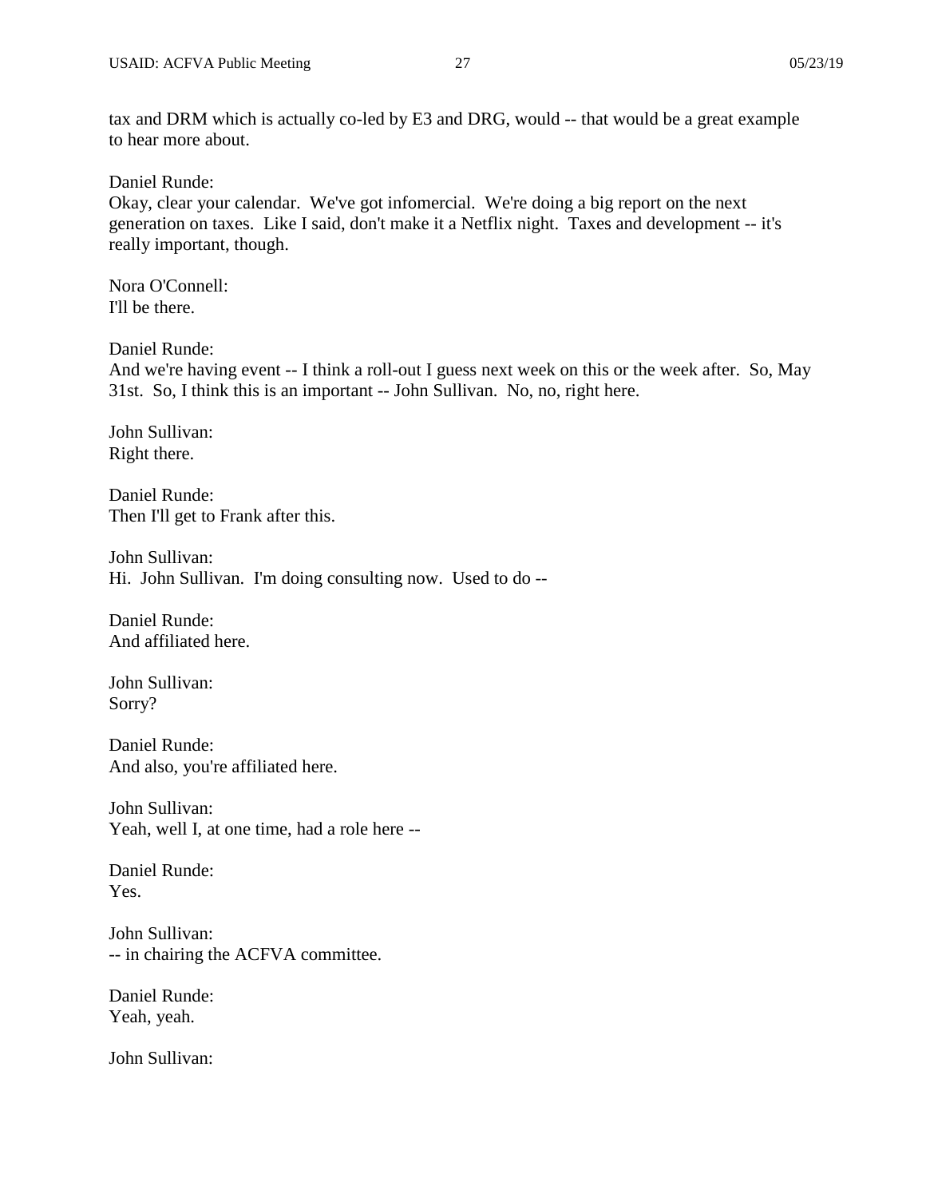tax and DRM which is actually co-led by E3 and DRG, would -- that would be a great example to hear more about.

Daniel Runde:
Okay, clear your calendar. We've got infomercial. We're doing a big report on the next generation on taxes. Like I said, don't make it a Netflix night. Taxes and development -- it's really important, though.

Nora O'Connell:
I'll be there.

Daniel Runde:
And we're having event -- I think a roll-out I guess next week on this or the week after. So, May 31st. So, I think this is an important -- John Sullivan. No, no, right here.

John Sullivan:
Right there.

Daniel Runde:
Then I'll get to Frank after this.

John Sullivan:
Hi. John Sullivan. I'm doing consulting now. Used to do --

Daniel Runde:
And affiliated here.

John Sullivan:
Sorry?

Daniel Runde:
And also, you're affiliated here.

John Sullivan:
Yeah, well I, at one time, had a role here --

Daniel Runde:
Yes.

John Sullivan:
-- in chairing the ACFVA committee.

Daniel Runde:
Yeah, yeah.

John Sullivan: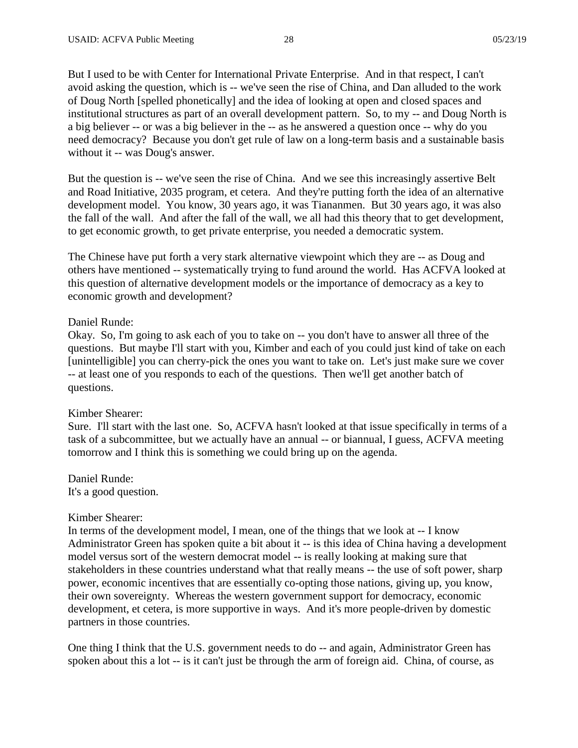But I used to be with Center for International Private Enterprise. And in that respect, I can't avoid asking the question, which is -- we've seen the rise of China, and Dan alluded to the work of Doug North [spelled phonetically] and the idea of looking at open and closed spaces and institutional structures as part of an overall development pattern. So, to my -- and Doug North is a big believer -- or was a big believer in the -- as he answered a question once -- why do you need democracy? Because you don't get rule of law on a long-term basis and a sustainable basis without it -- was Doug's answer.

But the question is -- we've seen the rise of China. And we see this increasingly assertive Belt and Road Initiative, 2035 program, et cetera. And they're putting forth the idea of an alternative development model. You know, 30 years ago, it was Tiananmen. But 30 years ago, it was also the fall of the wall. And after the fall of the wall, we all had this theory that to get development, to get economic growth, to get private enterprise, you needed a democratic system.

The Chinese have put forth a very stark alternative viewpoint which they are -- as Doug and others have mentioned -- systematically trying to fund around the world. Has ACFVA looked at this question of alternative development models or the importance of democracy as a key to economic growth and development?

Daniel Runde:
Okay. So, I'm going to ask each of you to take on -- you don't have to answer all three of the questions. But maybe I'll start with you, Kimber and each of you could just kind of take on each [unintelligible] you can cherry-pick the ones you want to take on. Let's just make sure we cover -- at least one of you responds to each of the questions. Then we'll get another batch of questions.

Kimber Shearer:
Sure. I'll start with the last one. So, ACFVA hasn't looked at that issue specifically in terms of a task of a subcommittee, but we actually have an annual -- or biannual, I guess, ACFVA meeting tomorrow and I think this is something we could bring up on the agenda.

Daniel Runde:
It's a good question.

Kimber Shearer:
In terms of the development model, I mean, one of the things that we look at -- I know Administrator Green has spoken quite a bit about it -- is this idea of China having a development model versus sort of the western democrat model -- is really looking at making sure that stakeholders in these countries understand what that really means -- the use of soft power, sharp power, economic incentives that are essentially co-opting those nations, giving up, you know, their own sovereignty. Whereas the western government support for democracy, economic development, et cetera, is more supportive in ways. And it's more people-driven by domestic partners in those countries.

One thing I think that the U.S. government needs to do -- and again, Administrator Green has spoken about this a lot -- is it can't just be through the arm of foreign aid. China, of course, as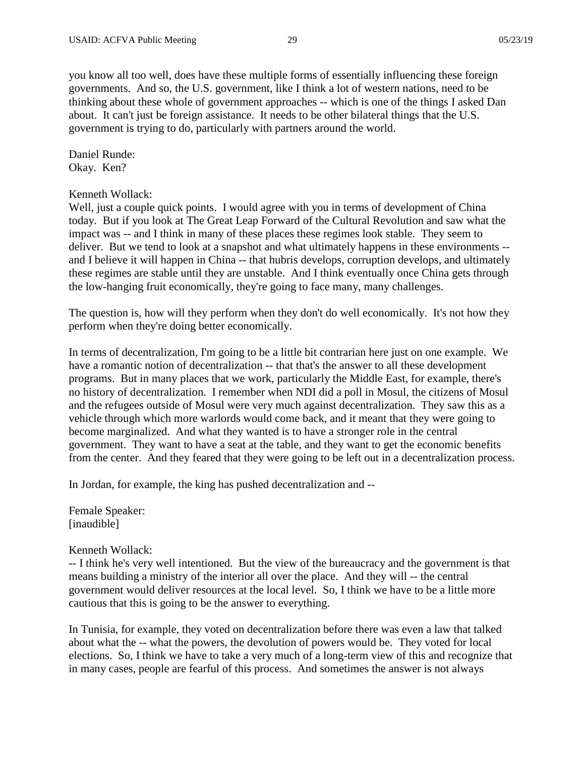you know all too well, does have these multiple forms of essentially influencing these foreign governments. And so, the U.S. government, like I think a lot of western nations, need to be thinking about these whole of government approaches -- which is one of the things I asked Dan about. It can't just be foreign assistance. It needs to be other bilateral things that the U.S. government is trying to do, particularly with partners around the world.

Daniel Runde:
Okay. Ken?

Kenneth Wollack:
Well, just a couple quick points. I would agree with you in terms of development of China today. But if you look at The Great Leap Forward of the Cultural Revolution and saw what the impact was -- and I think in many of these places these regimes look stable. They seem to deliver. But we tend to look at a snapshot and what ultimately happens in these environments -- and I believe it will happen in China -- that hubris develops, corruption develops, and ultimately these regimes are stable until they are unstable. And I think eventually once China gets through the low-hanging fruit economically, they're going to face many, many challenges.

The question is, how will they perform when they don't do well economically. It's not how they perform when they're doing better economically.

In terms of decentralization, I'm going to be a little bit contrarian here just on one example. We have a romantic notion of decentralization -- that that's the answer to all these development programs. But in many places that we work, particularly the Middle East, for example, there's no history of decentralization. I remember when NDI did a poll in Mosul, the citizens of Mosul and the refugees outside of Mosul were very much against decentralization. They saw this as a vehicle through which more warlords would come back, and it meant that they were going to become marginalized. And what they wanted is to have a stronger role in the central government. They want to have a seat at the table, and they want to get the economic benefits from the center. And they feared that they were going to be left out in a decentralization process.

In Jordan, for example, the king has pushed decentralization and --

Female Speaker:
[inaudible]

Kenneth Wollack:
-- I think he's very well intentioned. But the view of the bureaucracy and the government is that means building a ministry of the interior all over the place. And they will -- the central government would deliver resources at the local level. So, I think we have to be a little more cautious that this is going to be the answer to everything.

In Tunisia, for example, they voted on decentralization before there was even a law that talked about what the -- what the powers, the devolution of powers would be. They voted for local elections. So, I think we have to take a very much of a long-term view of this and recognize that in many cases, people are fearful of this process. And sometimes the answer is not always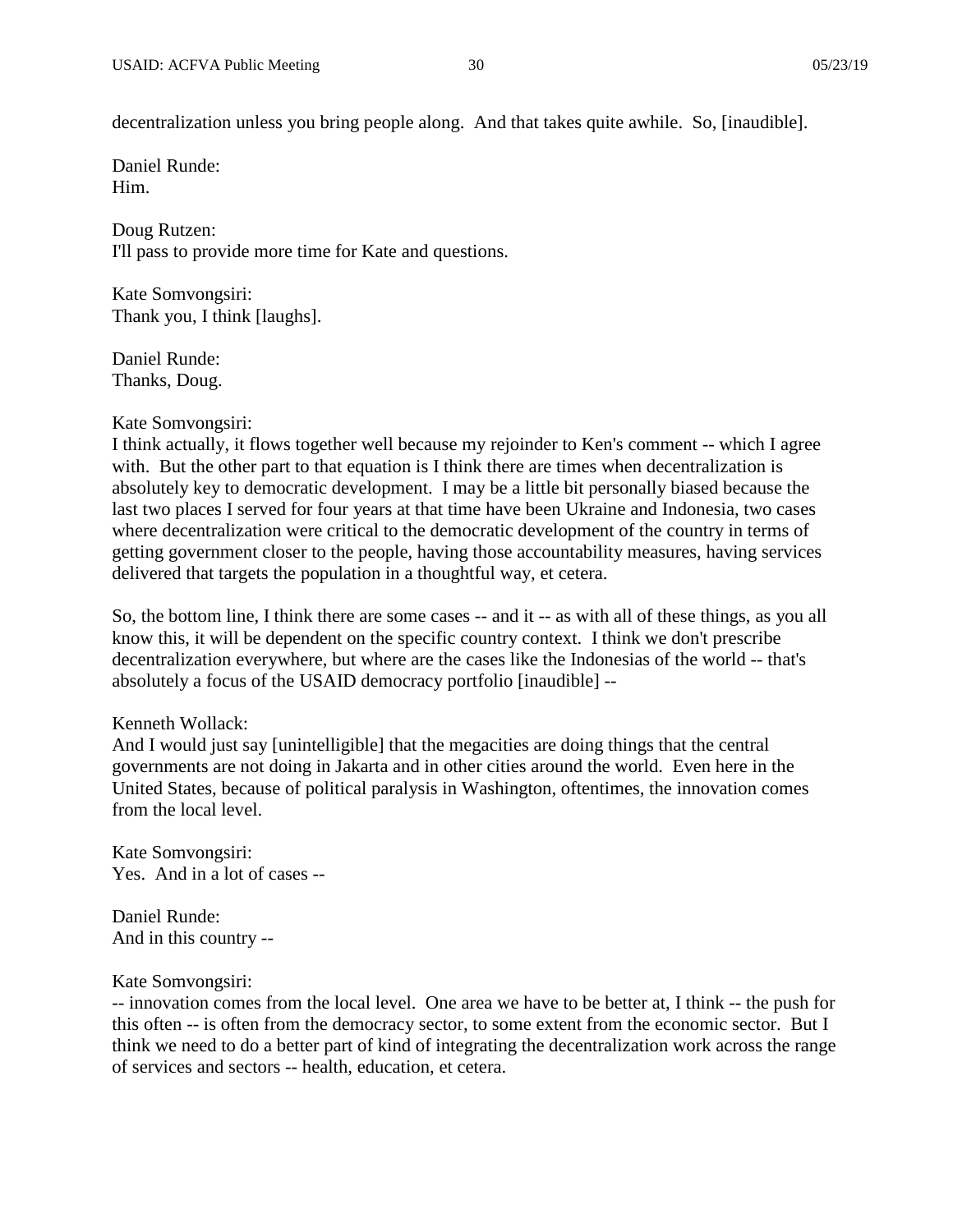decentralization unless you bring people along. And that takes quite awhile. So, [inaudible].

Daniel Runde:
Him.

Doug Rutzen:
I'll pass to provide more time for Kate and questions.

Kate Somvongsiri:
Thank you, I think [laughs].

Daniel Runde:
Thanks, Doug.

Kate Somvongsiri:
I think actually, it flows together well because my rejoinder to Ken's comment -- which I agree with. But the other part to that equation is I think there are times when decentralization is absolutely key to democratic development. I may be a little bit personally biased because the last two places I served for four years at that time have been Ukraine and Indonesia, two cases where decentralization were critical to the democratic development of the country in terms of getting government closer to the people, having those accountability measures, having services delivered that targets the population in a thoughtful way, et cetera.

So, the bottom line, I think there are some cases -- and it -- as with all of these things, as you all know this, it will be dependent on the specific country context. I think we don't prescribe decentralization everywhere, but where are the cases like the Indonesias of the world -- that's absolutely a focus of the USAID democracy portfolio [inaudible] --

Kenneth Wollack:
And I would just say [unintelligible] that the megacities are doing things that the central governments are not doing in Jakarta and in other cities around the world. Even here in the United States, because of political paralysis in Washington, oftentimes, the innovation comes from the local level.

Kate Somvongsiri:
Yes. And in a lot of cases --

Daniel Runde:
And in this country --

Kate Somvongsiri:
-- innovation comes from the local level. One area we have to be better at, I think -- the push for this often -- is often from the democracy sector, to some extent from the economic sector. But I think we need to do a better part of kind of integrating the decentralization work across the range of services and sectors -- health, education, et cetera.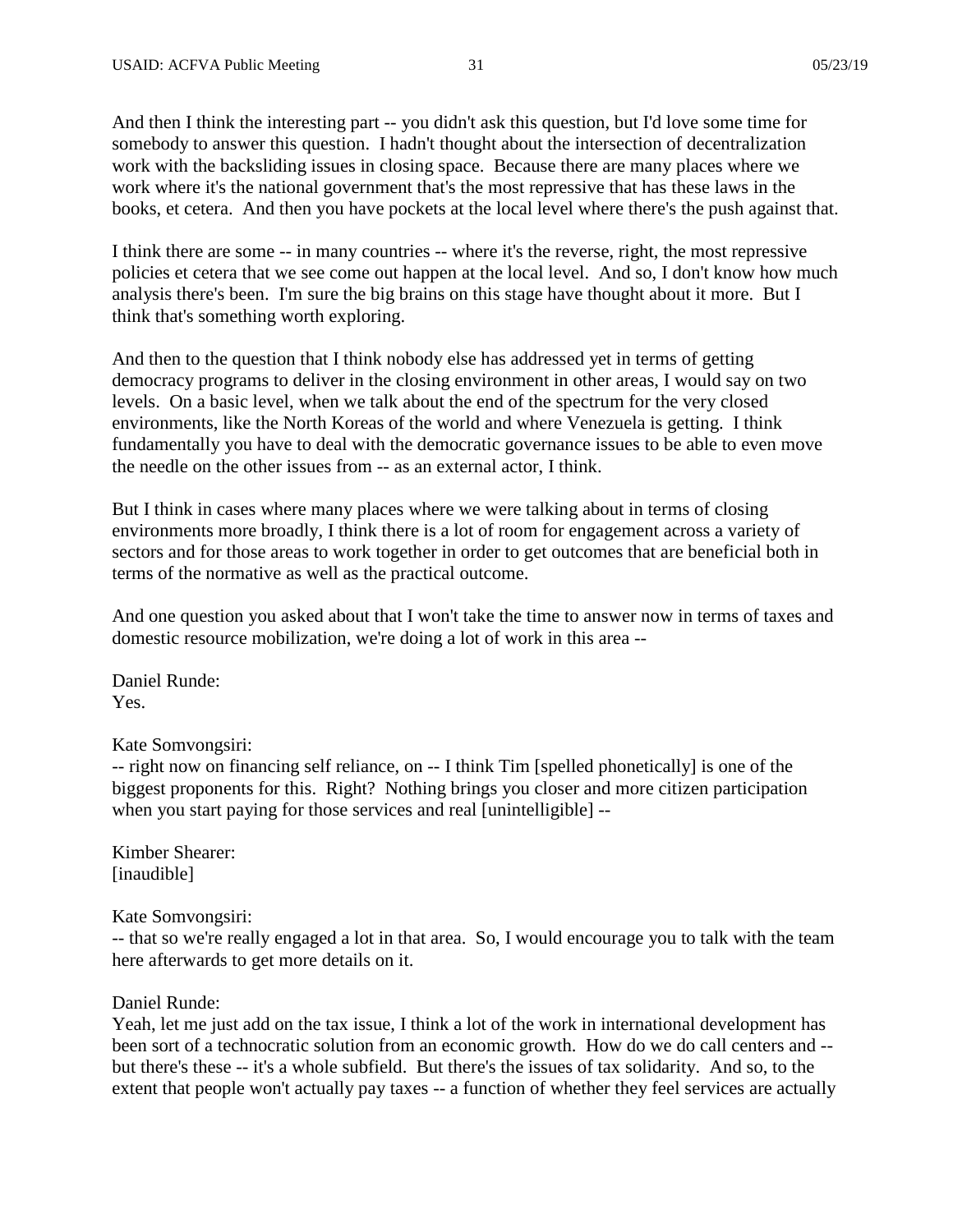And then I think the interesting part -- you didn't ask this question, but I'd love some time for somebody to answer this question. I hadn't thought about the intersection of decentralization work with the backsliding issues in closing space. Because there are many places where we work where it's the national government that's the most repressive that has these laws in the books, et cetera. And then you have pockets at the local level where there's the push against that.

I think there are some -- in many countries -- where it's the reverse, right, the most repressive policies et cetera that we see come out happen at the local level. And so, I don't know how much analysis there's been. I'm sure the big brains on this stage have thought about it more. But I think that's something worth exploring.

And then to the question that I think nobody else has addressed yet in terms of getting democracy programs to deliver in the closing environment in other areas, I would say on two levels. On a basic level, when we talk about the end of the spectrum for the very closed environments, like the North Koreas of the world and where Venezuela is getting. I think fundamentally you have to deal with the democratic governance issues to be able to even move the needle on the other issues from -- as an external actor, I think.

But I think in cases where many places where we were talking about in terms of closing environments more broadly, I think there is a lot of room for engagement across a variety of sectors and for those areas to work together in order to get outcomes that are beneficial both in terms of the normative as well as the practical outcome.

And one question you asked about that I won't take the time to answer now in terms of taxes and domestic resource mobilization, we're doing a lot of work in this area --

Daniel Runde:
Yes.

Kate Somvongsiri:
-- right now on financing self reliance, on -- I think Tim [spelled phonetically] is one of the biggest proponents for this. Right? Nothing brings you closer and more citizen participation when you start paying for those services and real [unintelligible] --

Kimber Shearer:
[inaudible]

Kate Somvongsiri:
-- that so we're really engaged a lot in that area. So, I would encourage you to talk with the team here afterwards to get more details on it.

Daniel Runde:
Yeah, let me just add on the tax issue, I think a lot of the work in international development has been sort of a technocratic solution from an economic growth. How do we do call centers and -- but there's these -- it's a whole subfield. But there's the issues of tax solidarity. And so, to the extent that people won't actually pay taxes -- a function of whether they feel services are actually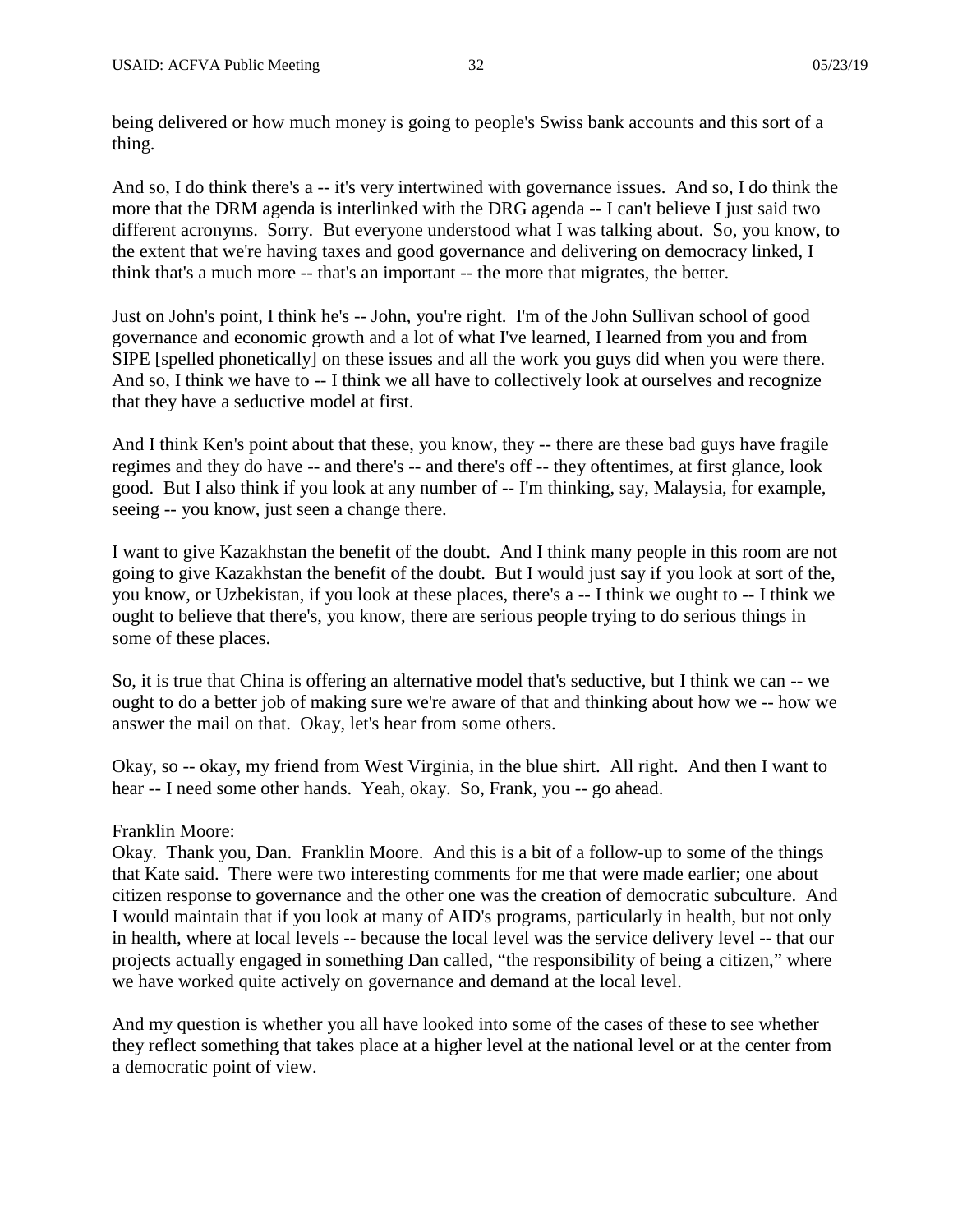being delivered or how much money is going to people's Swiss bank accounts and this sort of a thing.

And so, I do think there's a -- it's very intertwined with governance issues. And so, I do think the more that the DRM agenda is interlinked with the DRG agenda -- I can't believe I just said two different acronyms. Sorry. But everyone understood what I was talking about. So, you know, to the extent that we're having taxes and good governance and delivering on democracy linked, I think that's a much more -- that's an important -- the more that migrates, the better.

Just on John's point, I think he's -- John, you're right. I'm of the John Sullivan school of good governance and economic growth and a lot of what I've learned, I learned from you and from SIPE [spelled phonetically] on these issues and all the work you guys did when you were there. And so, I think we have to -- I think we all have to collectively look at ourselves and recognize that they have a seductive model at first.

And I think Ken's point about that these, you know, they -- there are these bad guys have fragile regimes and they do have -- and there's -- and there's off -- they oftentimes, at first glance, look good. But I also think if you look at any number of -- I'm thinking, say, Malaysia, for example, seeing -- you know, just seen a change there.

I want to give Kazakhstan the benefit of the doubt. And I think many people in this room are not going to give Kazakhstan the benefit of the doubt. But I would just say if you look at sort of the, you know, or Uzbekistan, if you look at these places, there's a -- I think we ought to -- I think we ought to believe that there's, you know, there are serious people trying to do serious things in some of these places.

So, it is true that China is offering an alternative model that's seductive, but I think we can -- we ought to do a better job of making sure we're aware of that and thinking about how we -- how we answer the mail on that. Okay, let's hear from some others.

Okay, so -- okay, my friend from West Virginia, in the blue shirt. All right. And then I want to hear -- I need some other hands. Yeah, okay. So, Frank, you -- go ahead.

Franklin Moore:
Okay. Thank you, Dan. Franklin Moore. And this is a bit of a follow-up to some of the things that Kate said. There were two interesting comments for me that were made earlier; one about citizen response to governance and the other one was the creation of democratic subculture. And I would maintain that if you look at many of AID's programs, particularly in health, but not only in health, where at local levels -- because the local level was the service delivery level -- that our projects actually engaged in something Dan called, "the responsibility of being a citizen," where we have worked quite actively on governance and demand at the local level.

And my question is whether you all have looked into some of the cases of these to see whether they reflect something that takes place at a higher level at the national level or at the center from a democratic point of view.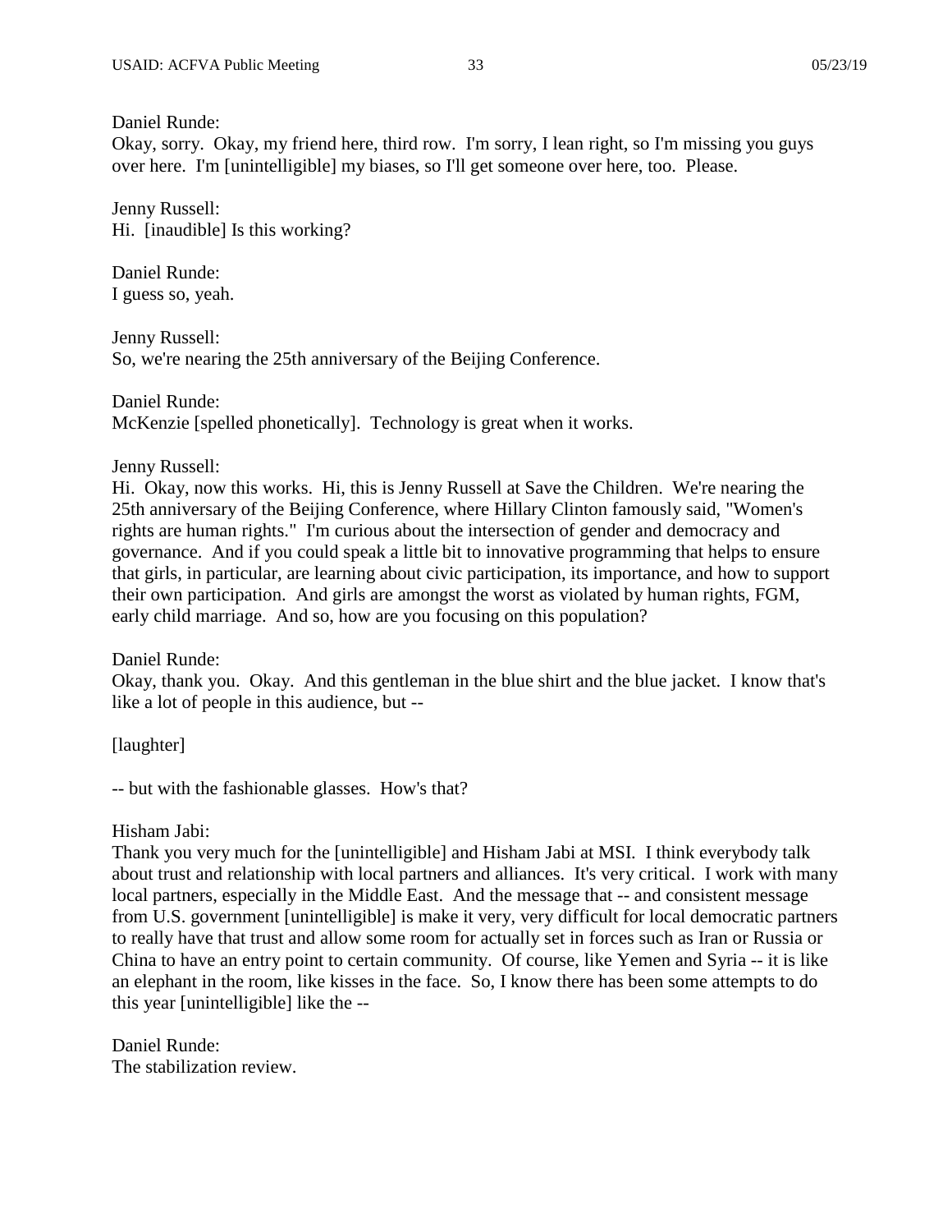Daniel Runde:
Okay, sorry. Okay, my friend here, third row. I'm sorry, I lean right, so I'm missing you guys over here. I'm [unintelligible] my biases, so I'll get someone over here, too. Please.

Jenny Russell:
Hi. [inaudible] Is this working?

Daniel Runde:
I guess so, yeah.

Jenny Russell:
So, we're nearing the 25th anniversary of the Beijing Conference.

Daniel Runde:
McKenzie [spelled phonetically]. Technology is great when it works.

Jenny Russell:
Hi. Okay, now this works. Hi, this is Jenny Russell at Save the Children. We're nearing the 25th anniversary of the Beijing Conference, where Hillary Clinton famously said, "Women's rights are human rights." I'm curious about the intersection of gender and democracy and governance. And if you could speak a little bit to innovative programming that helps to ensure that girls, in particular, are learning about civic participation, its importance, and how to support their own participation. And girls are amongst the worst as violated by human rights, FGM, early child marriage. And so, how are you focusing on this population?

Daniel Runde:
Okay, thank you. Okay. And this gentleman in the blue shirt and the blue jacket. I know that's like a lot of people in this audience, but --

[laughter]

-- but with the fashionable glasses. How's that?

Hisham Jabi:
Thank you very much for the [unintelligible] and Hisham Jabi at MSI. I think everybody talk about trust and relationship with local partners and alliances. It's very critical. I work with many local partners, especially in the Middle East. And the message that -- and consistent message from U.S. government [unintelligible] is make it very, very difficult for local democratic partners to really have that trust and allow some room for actually set in forces such as Iran or Russia or China to have an entry point to certain community. Of course, like Yemen and Syria -- it is like an elephant in the room, like kisses in the face. So, I know there has been some attempts to do this year [unintelligible] like the --

Daniel Runde:
The stabilization review.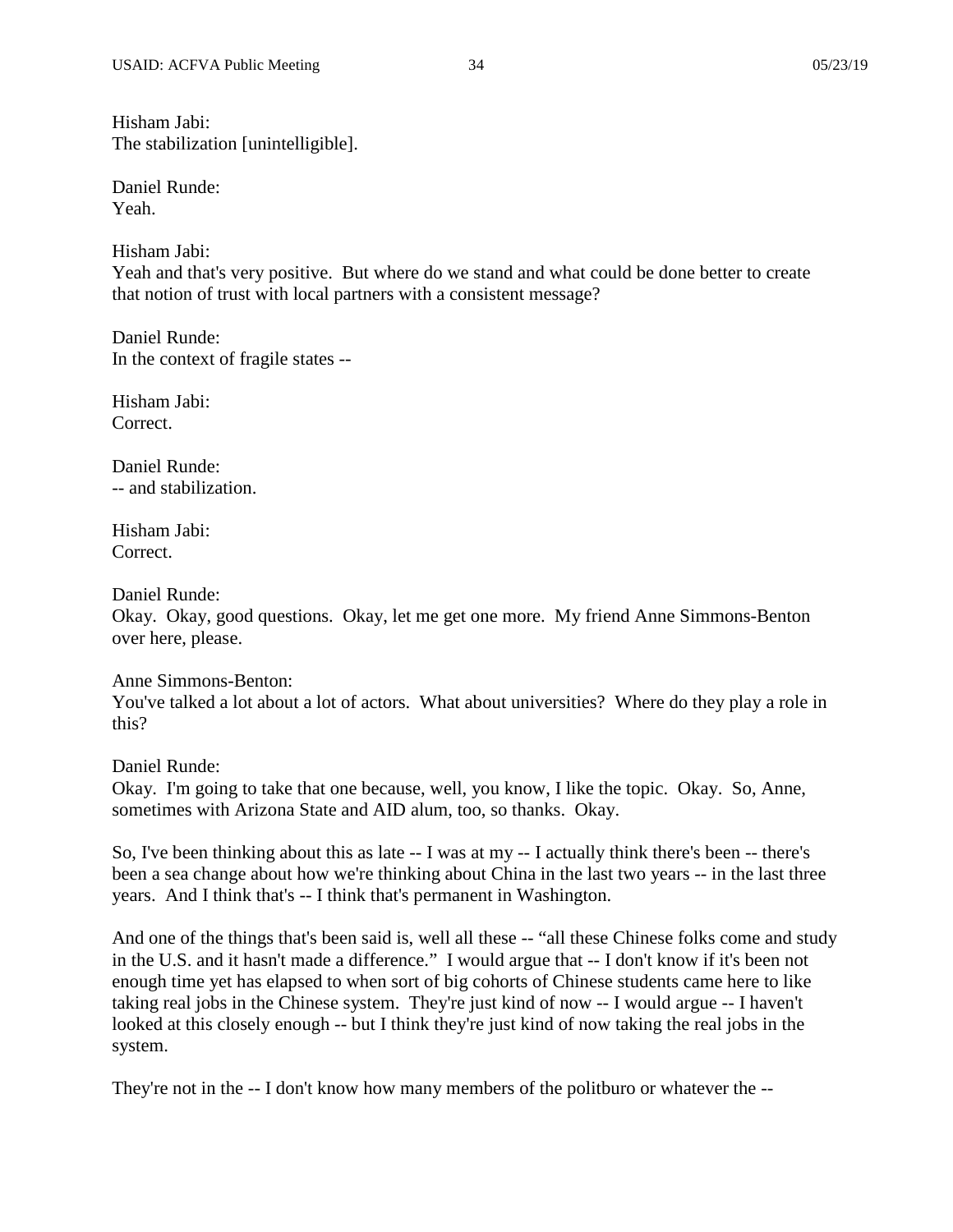Hisham Jabi:
The stabilization [unintelligible].

Daniel Runde:
Yeah.

Hisham Jabi:
Yeah and that's very positive. But where do we stand and what could be done better to create that notion of trust with local partners with a consistent message?

Daniel Runde:
In the context of fragile states --

Hisham Jabi:
Correct.

Daniel Runde:
-- and stabilization.

Hisham Jabi:
Correct.

Daniel Runde:
Okay. Okay, good questions. Okay, let me get one more. My friend Anne Simmons-Benton over here, please.

Anne Simmons-Benton:
You've talked a lot about a lot of actors. What about universities? Where do they play a role in this?

Daniel Runde:
Okay. I'm going to take that one because, well, you know, I like the topic. Okay. So, Anne, sometimes with Arizona State and AID alum, too, so thanks. Okay.

So, I've been thinking about this as late -- I was at my -- I actually think there's been -- there's been a sea change about how we're thinking about China in the last two years -- in the last three years. And I think that's -- I think that's permanent in Washington.

And one of the things that's been said is, well all these -- "all these Chinese folks come and study in the U.S. and it hasn't made a difference." I would argue that -- I don't know if it's been not enough time yet has elapsed to when sort of big cohorts of Chinese students came here to like taking real jobs in the Chinese system. They're just kind of now -- I would argue -- I haven't looked at this closely enough -- but I think they're just kind of now taking the real jobs in the system.

They're not in the -- I don't know how many members of the politburo or whatever the --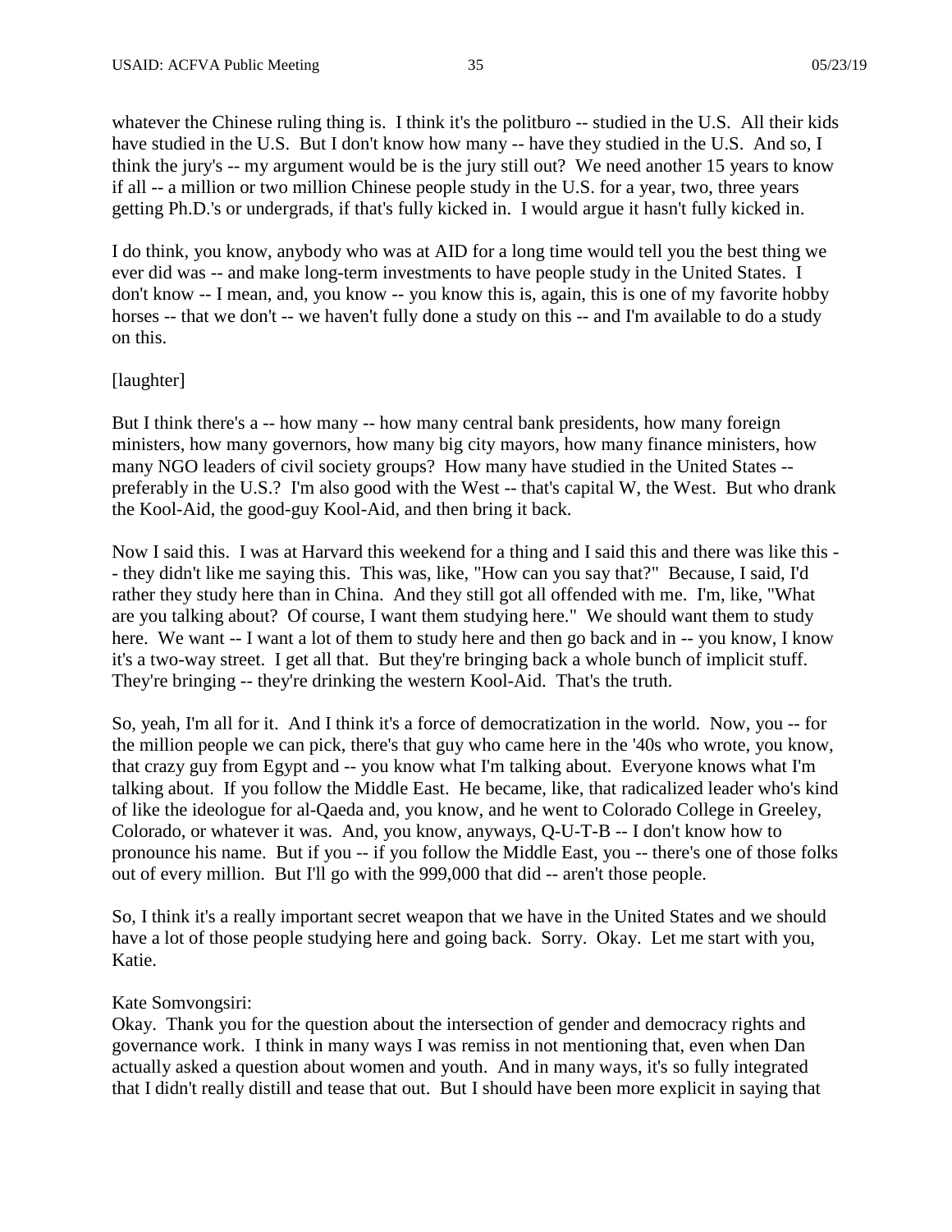whatever the Chinese ruling thing is. I think it's the politburo -- studied in the U.S. All their kids have studied in the U.S. But I don't know how many -- have they studied in the U.S. And so, I think the jury's -- my argument would be is the jury still out? We need another 15 years to know if all -- a million or two million Chinese people study in the U.S. for a year, two, three years getting Ph.D.'s or undergrads, if that's fully kicked in. I would argue it hasn't fully kicked in.

I do think, you know, anybody who was at AID for a long time would tell you the best thing we ever did was -- and make long-term investments to have people study in the United States. I don't know -- I mean, and, you know -- you know this is, again, this is one of my favorite hobby horses -- that we don't -- we haven't fully done a study on this -- and I'm available to do a study on this.

[laughter]

But I think there's a -- how many -- how many central bank presidents, how many foreign ministers, how many governors, how many big city mayors, how many finance ministers, how many NGO leaders of civil society groups? How many have studied in the United States -- preferably in the U.S.? I'm also good with the West -- that's capital W, the West. But who drank the Kool-Aid, the good-guy Kool-Aid, and then bring it back.

Now I said this. I was at Harvard this weekend for a thing and I said this and there was like this -- they didn't like me saying this. This was, like, "How can you say that?" Because, I said, I'd rather they study here than in China. And they still got all offended with me. I'm, like, "What are you talking about? Of course, I want them studying here." We should want them to study here. We want -- I want a lot of them to study here and then go back and in -- you know, I know it's a two-way street. I get all that. But they're bringing back a whole bunch of implicit stuff. They're bringing -- they're drinking the western Kool-Aid. That's the truth.

So, yeah, I'm all for it. And I think it's a force of democratization in the world. Now, you -- for the million people we can pick, there's that guy who came here in the '40s who wrote, you know, that crazy guy from Egypt and -- you know what I'm talking about. Everyone knows what I'm talking about. If you follow the Middle East. He became, like, that radicalized leader who's kind of like the ideologue for al-Qaeda and, you know, and he went to Colorado College in Greeley, Colorado, or whatever it was. And, you know, anyways, Q-U-T-B -- I don't know how to pronounce his name. But if you -- if you follow the Middle East, you -- there's one of those folks out of every million. But I'll go with the 999,000 that did -- aren't those people.

So, I think it's a really important secret weapon that we have in the United States and we should have a lot of those people studying here and going back. Sorry. Okay. Let me start with you, Katie.

Kate Somvongsiri:
Okay. Thank you for the question about the intersection of gender and democracy rights and governance work. I think in many ways I was remiss in not mentioning that, even when Dan actually asked a question about women and youth. And in many ways, it's so fully integrated that I didn't really distill and tease that out. But I should have been more explicit in saying that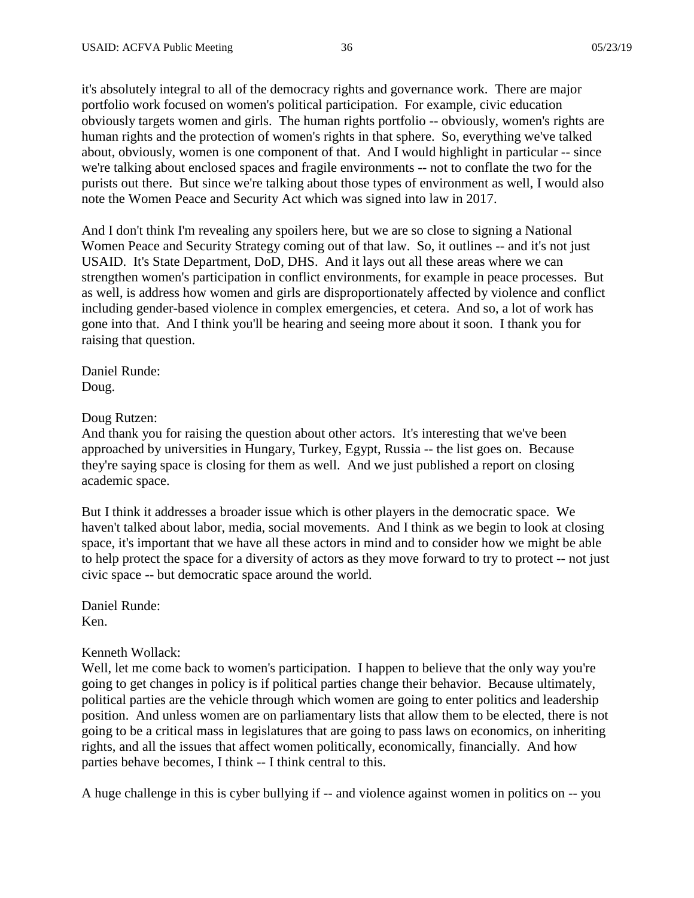it's absolutely integral to all of the democracy rights and governance work. There are major portfolio work focused on women's political participation. For example, civic education obviously targets women and girls. The human rights portfolio -- obviously, women's rights are human rights and the protection of women's rights in that sphere. So, everything we've talked about, obviously, women is one component of that. And I would highlight in particular -- since we're talking about enclosed spaces and fragile environments -- not to conflate the two for the purists out there. But since we're talking about those types of environment as well, I would also note the Women Peace and Security Act which was signed into law in 2017.

And I don't think I'm revealing any spoilers here, but we are so close to signing a National Women Peace and Security Strategy coming out of that law. So, it outlines -- and it's not just USAID. It's State Department, DoD, DHS. And it lays out all these areas where we can strengthen women's participation in conflict environments, for example in peace processes. But as well, is address how women and girls are disproportionately affected by violence and conflict including gender-based violence in complex emergencies, et cetera. And so, a lot of work has gone into that. And I think you'll be hearing and seeing more about it soon. I thank you for raising that question.

Daniel Runde:
Doug.

Doug Rutzen:
And thank you for raising the question about other actors. It's interesting that we've been approached by universities in Hungary, Turkey, Egypt, Russia -- the list goes on. Because they're saying space is closing for them as well. And we just published a report on closing academic space.

But I think it addresses a broader issue which is other players in the democratic space. We haven't talked about labor, media, social movements. And I think as we begin to look at closing space, it's important that we have all these actors in mind and to consider how we might be able to help protect the space for a diversity of actors as they move forward to try to protect -- not just civic space -- but democratic space around the world.

Daniel Runde:
Ken.

Kenneth Wollack:
Well, let me come back to women's participation. I happen to believe that the only way you're going to get changes in policy is if political parties change their behavior. Because ultimately, political parties are the vehicle through which women are going to enter politics and leadership position. And unless women are on parliamentary lists that allow them to be elected, there is not going to be a critical mass in legislatures that are going to pass laws on economics, on inheriting rights, and all the issues that affect women politically, economically, financially. And how parties behave becomes, I think -- I think central to this.

A huge challenge in this is cyber bullying if -- and violence against women in politics on -- you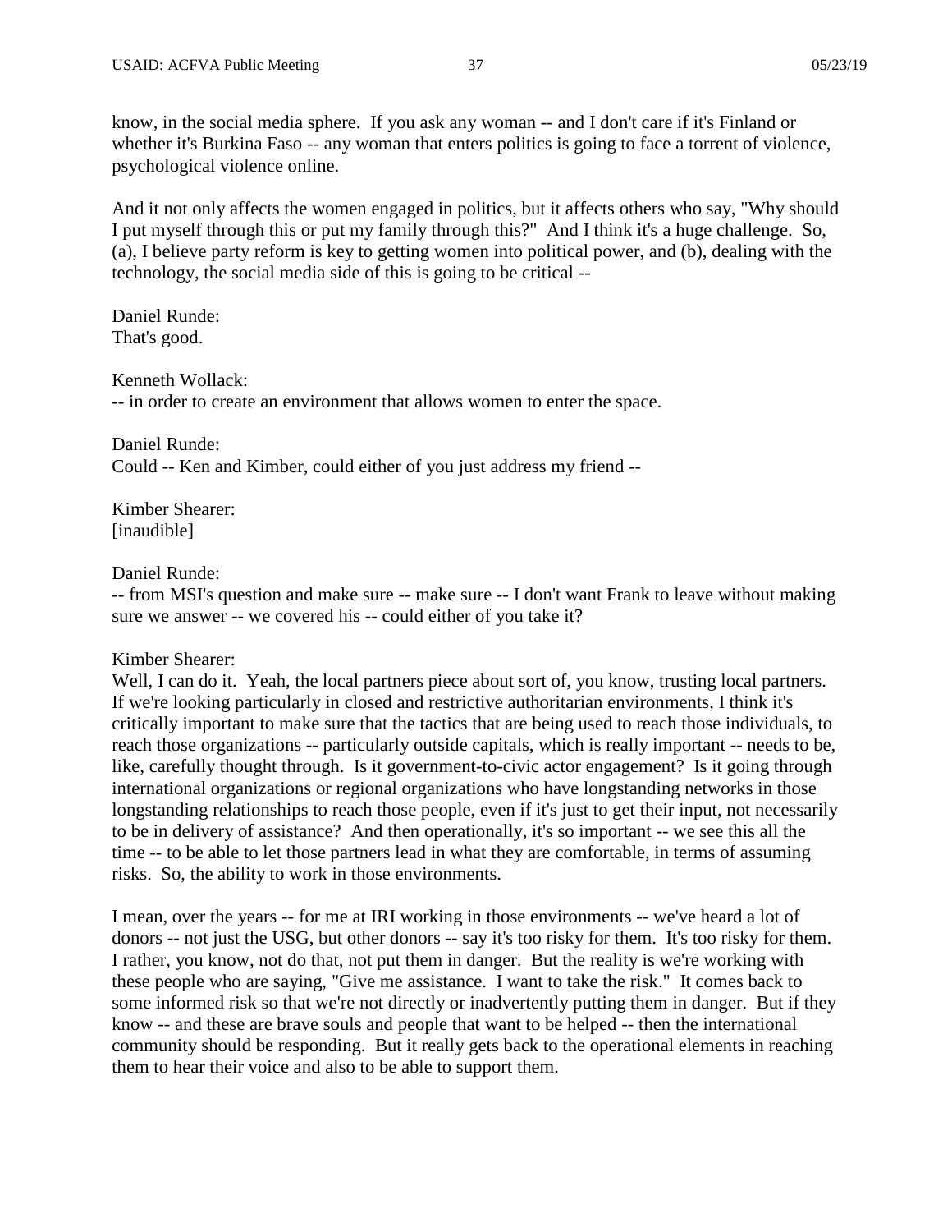know, in the social media sphere. If you ask any woman -- and I don't care if it's Finland or whether it's Burkina Faso -- any woman that enters politics is going to face a torrent of violence, psychological violence online.

And it not only affects the women engaged in politics, but it affects others who say, "Why should I put myself through this or put my family through this?" And I think it's a huge challenge. So, (a), I believe party reform is key to getting women into political power, and (b), dealing with the technology, the social media side of this is going to be critical --

Daniel Runde:
That's good.

Kenneth Wollack:
-- in order to create an environment that allows women to enter the space.

Daniel Runde:
Could -- Ken and Kimber, could either of you just address my friend --

Kimber Shearer:
[inaudible]

Daniel Runde:
-- from MSI's question and make sure -- make sure -- I don't want Frank to leave without making sure we answer -- we covered his -- could either of you take it?

Kimber Shearer:
Well, I can do it. Yeah, the local partners piece about sort of, you know, trusting local partners. If we're looking particularly in closed and restrictive authoritarian environments, I think it's critically important to make sure that the tactics that are being used to reach those individuals, to reach those organizations -- particularly outside capitals, which is really important -- needs to be, like, carefully thought through. Is it government-to-civic actor engagement? Is it going through international organizations or regional organizations who have longstanding networks in those longstanding relationships to reach those people, even if it's just to get their input, not necessarily to be in delivery of assistance? And then operationally, it's so important -- we see this all the time -- to be able to let those partners lead in what they are comfortable, in terms of assuming risks. So, the ability to work in those environments.

I mean, over the years -- for me at IRI working in those environments -- we've heard a lot of donors -- not just the USG, but other donors -- say it's too risky for them. It's too risky for them. I rather, you know, not do that, not put them in danger. But the reality is we're working with these people who are saying, "Give me assistance. I want to take the risk." It comes back to some informed risk so that we're not directly or inadvertently putting them in danger. But if they know -- and these are brave souls and people that want to be helped -- then the international community should be responding. But it really gets back to the operational elements in reaching them to hear their voice and also to be able to support them.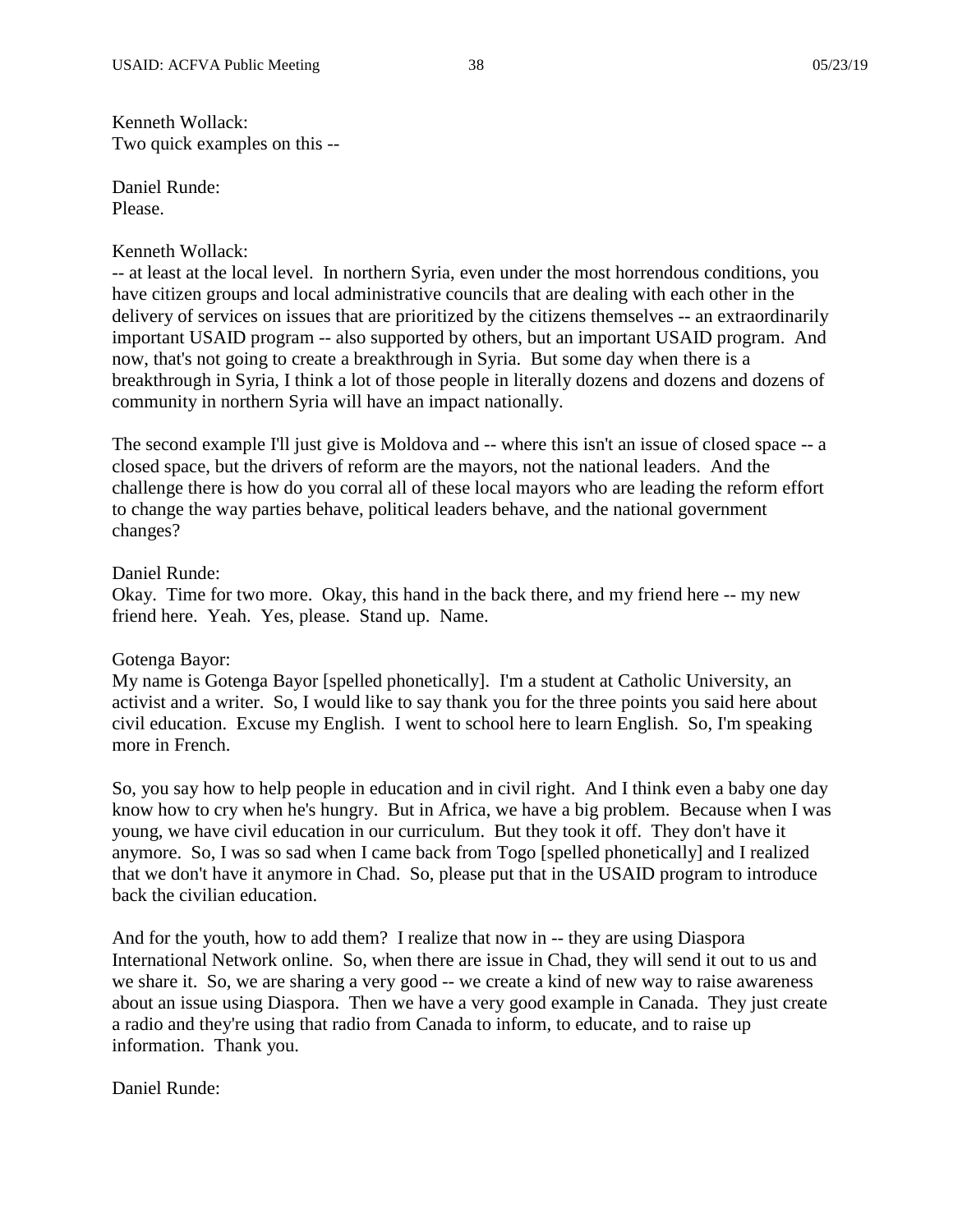Kenneth Wollack:
Two quick examples on this --

Daniel Runde:
Please.

Kenneth Wollack:
-- at least at the local level. In northern Syria, even under the most horrendous conditions, you have citizen groups and local administrative councils that are dealing with each other in the delivery of services on issues that are prioritized by the citizens themselves -- an extraordinarily important USAID program -- also supported by others, but an important USAID program. And now, that's not going to create a breakthrough in Syria. But some day when there is a breakthrough in Syria, I think a lot of those people in literally dozens and dozens and dozens of community in northern Syria will have an impact nationally.

The second example I'll just give is Moldova and -- where this isn't an issue of closed space -- a closed space, but the drivers of reform are the mayors, not the national leaders. And the challenge there is how do you corral all of these local mayors who are leading the reform effort to change the way parties behave, political leaders behave, and the national government changes?

Daniel Runde:
Okay. Time for two more. Okay, this hand in the back there, and my friend here -- my new friend here. Yeah. Yes, please. Stand up. Name.

Gotenga Bayor:
My name is Gotenga Bayor [spelled phonetically]. I'm a student at Catholic University, an activist and a writer. So, I would like to say thank you for the three points you said here about civil education. Excuse my English. I went to school here to learn English. So, I'm speaking more in French.

So, you say how to help people in education and in civil right. And I think even a baby one day know how to cry when he's hungry. But in Africa, we have a big problem. Because when I was young, we have civil education in our curriculum. But they took it off. They don't have it anymore. So, I was so sad when I came back from Togo [spelled phonetically] and I realized that we don't have it anymore in Chad. So, please put that in the USAID program to introduce back the civilian education.

And for the youth, how to add them? I realize that now in -- they are using Diaspora International Network online. So, when there are issue in Chad, they will send it out to us and we share it. So, we are sharing a very good -- we create a kind of new way to raise awareness about an issue using Diaspora. Then we have a very good example in Canada. They just create a radio and they're using that radio from Canada to inform, to educate, and to raise up information. Thank you.

Daniel Runde: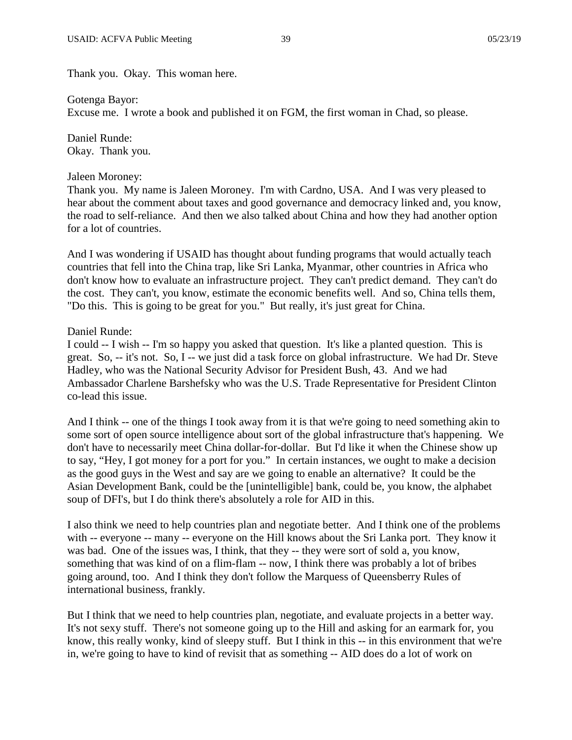Thank you. Okay. This woman here.

Gotenga Bayor:
Excuse me. I wrote a book and published it on FGM, the first woman in Chad, so please.

Daniel Runde:
Okay. Thank you.

Jaleen Moroney:
Thank you. My name is Jaleen Moroney. I'm with Cardno, USA. And I was very pleased to hear about the comment about taxes and good governance and democracy linked and, you know, the road to self-reliance. And then we also talked about China and how they had another option for a lot of countries.

And I was wondering if USAID has thought about funding programs that would actually teach countries that fell into the China trap, like Sri Lanka, Myanmar, other countries in Africa who don't know how to evaluate an infrastructure project. They can't predict demand. They can't do the cost. They can't, you know, estimate the economic benefits well. And so, China tells them, "Do this. This is going to be great for you." But really, it's just great for China.

Daniel Runde:
I could -- I wish -- I'm so happy you asked that question. It's like a planted question. This is great. So, -- it's not. So, I -- we just did a task force on global infrastructure. We had Dr. Steve Hadley, who was the National Security Advisor for President Bush, 43. And we had Ambassador Charlene Barshefsky who was the U.S. Trade Representative for President Clinton co-lead this issue.

And I think -- one of the things I took away from it is that we're going to need something akin to some sort of open source intelligence about sort of the global infrastructure that's happening. We don't have to necessarily meet China dollar-for-dollar. But I'd like it when the Chinese show up to say, "Hey, I got money for a port for you." In certain instances, we ought to make a decision as the good guys in the West and say are we going to enable an alternative? It could be the Asian Development Bank, could be the [unintelligible] bank, could be, you know, the alphabet soup of DFI's, but I do think there's absolutely a role for AID in this.

I also think we need to help countries plan and negotiate better. And I think one of the problems with -- everyone -- many -- everyone on the Hill knows about the Sri Lanka port. They know it was bad. One of the issues was, I think, that they -- they were sort of sold a, you know, something that was kind of on a flim-flam -- now, I think there was probably a lot of bribes going around, too. And I think they don't follow the Marquess of Queensberry Rules of international business, frankly.

But I think that we need to help countries plan, negotiate, and evaluate projects in a better way. It's not sexy stuff. There's not someone going up to the Hill and asking for an earmark for, you know, this really wonky, kind of sleepy stuff. But I think in this -- in this environment that we're in, we're going to have to kind of revisit that as something -- AID does do a lot of work on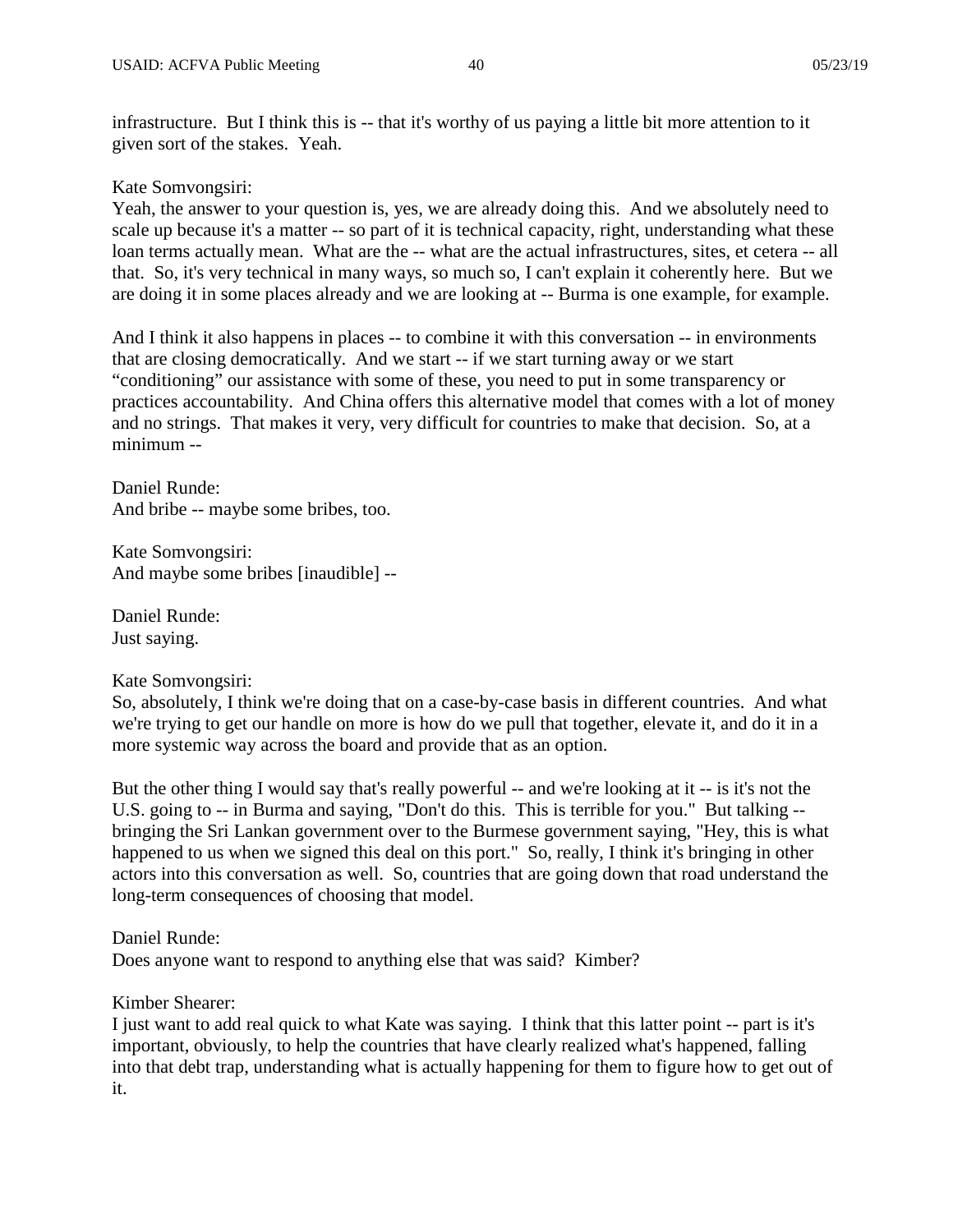infrastructure. But I think this is -- that it's worthy of us paying a little bit more attention to it given sort of the stakes. Yeah.

Kate Somvongsiri:
Yeah, the answer to your question is, yes, we are already doing this. And we absolutely need to scale up because it's a matter -- so part of it is technical capacity, right, understanding what these loan terms actually mean. What are the -- what are the actual infrastructures, sites, et cetera -- all that. So, it's very technical in many ways, so much so, I can't explain it coherently here. But we are doing it in some places already and we are looking at -- Burma is one example, for example.

And I think it also happens in places -- to combine it with this conversation -- in environments that are closing democratically. And we start -- if we start turning away or we start "conditioning" our assistance with some of these, you need to put in some transparency or practices accountability. And China offers this alternative model that comes with a lot of money and no strings. That makes it very, very difficult for countries to make that decision. So, at a minimum --

Daniel Runde:
And bribe -- maybe some bribes, too.

Kate Somvongsiri:
And maybe some bribes [inaudible] --

Daniel Runde:
Just saying.

Kate Somvongsiri:
So, absolutely, I think we're doing that on a case-by-case basis in different countries. And what we're trying to get our handle on more is how do we pull that together, elevate it, and do it in a more systemic way across the board and provide that as an option.

But the other thing I would say that's really powerful -- and we're looking at it -- is it's not the U.S. going to -- in Burma and saying, "Don't do this. This is terrible for you." But talking -- bringing the Sri Lankan government over to the Burmese government saying, "Hey, this is what happened to us when we signed this deal on this port." So, really, I think it's bringing in other actors into this conversation as well. So, countries that are going down that road understand the long-term consequences of choosing that model.

Daniel Runde:
Does anyone want to respond to anything else that was said? Kimber?

Kimber Shearer:
I just want to add real quick to what Kate was saying. I think that this latter point -- part is it's important, obviously, to help the countries that have clearly realized what's happened, falling into that debt trap, understanding what is actually happening for them to figure how to get out of it.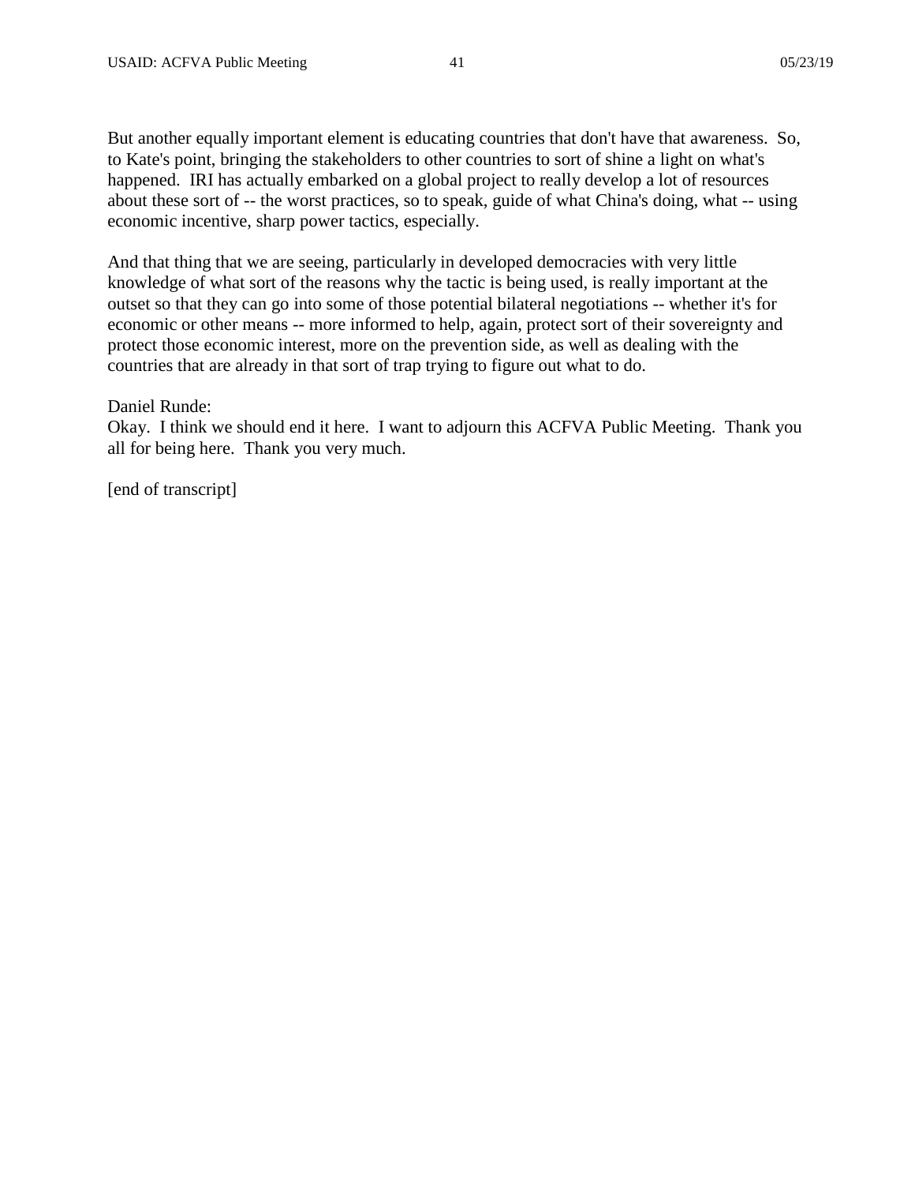But another equally important element is educating countries that don't have that awareness. So, to Kate's point, bringing the stakeholders to other countries to sort of shine a light on what's happened. IRI has actually embarked on a global project to really develop a lot of resources about these sort of -- the worst practices, so to speak, guide of what China's doing, what -- using economic incentive, sharp power tactics, especially.

And that thing that we are seeing, particularly in developed democracies with very little knowledge of what sort of the reasons why the tactic is being used, is really important at the outset so that they can go into some of those potential bilateral negotiations -- whether it's for economic or other means -- more informed to help, again, protect sort of their sovereignty and protect those economic interest, more on the prevention side, as well as dealing with the countries that are already in that sort of trap trying to figure out what to do.

Daniel Runde:
Okay. I think we should end it here. I want to adjourn this ACFVA Public Meeting. Thank you all for being here. Thank you very much.

[end of transcript]